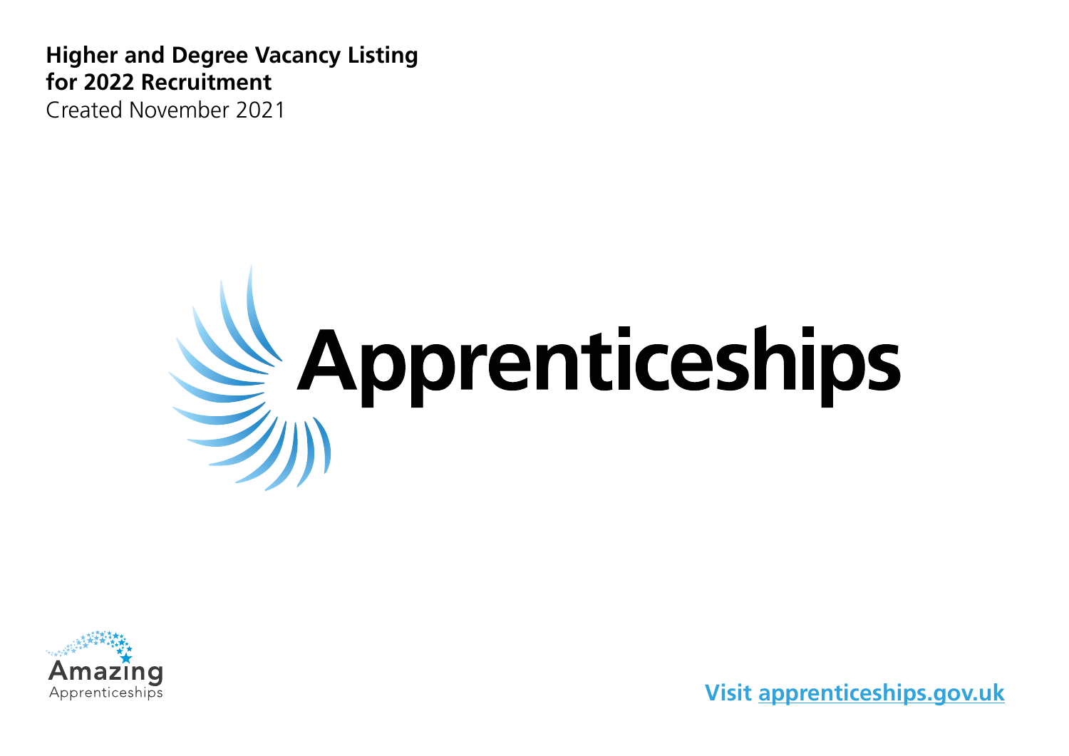**Higher and Degree Vacancy Listing for 2022 Recruitment**

Created November 2021

# Apprenticeships

Amazing Apprenticeships

**Visit [apprenticeships.gov.uk](https://apprenticeships.gov.uk)**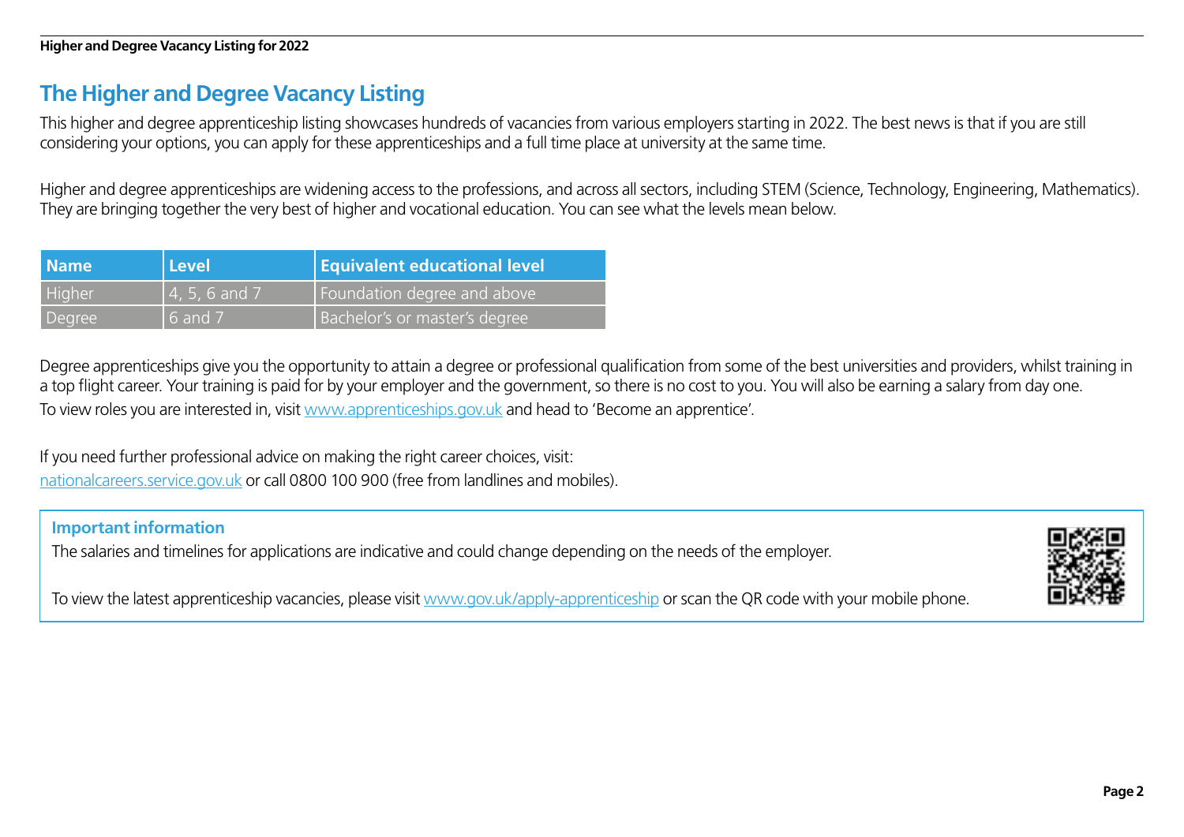# The Higher and Degree Vacancy Listing

This higher and degree apprenticeship listing showcases hundreds of vacancies from various employers starting in 2022. The best news is that if you are still considering your options, you can apply for these apprenticeships and a full time place at university at the same time.

Higher and degree apprenticeships are widening access to the professions, and across all sectors, including STEM (Science, Technology, Engineering, Mathematics). They are bringing together the very best of higher and vocational education. You can see what the levels mean below.

| Name | Level | Equivalent educational level |
|---|---|---|
| Higher | 4, 5, 6 and 7 | Foundation degree and above |
| Degree | 6 and 7 | Bachelor's or master's degree |

Degree apprenticeships give you the opportunity to attain a degree or professional qualification from some of the best universities and providers, whilst training in a top flight career. Your training is paid for by your employer and the government, so there is no cost to you. You will also be earning a salary from day one. To view roles you are interested in, visit www.apprenticeships.gov.uk and head to 'Become an apprentice'.

If you need further professional advice on making the right career choices, visit: nationalcareers.service.gov.uk or call 0800 100 900 (free from landlines and mobiles).

**Important information**

The salaries and timelines for applications are indicative and could change depending on the needs of the employer.

To view the latest apprenticeship vacancies, please visit www.gov.uk/apply-apprenticeship or scan the QR code with your mobile phone.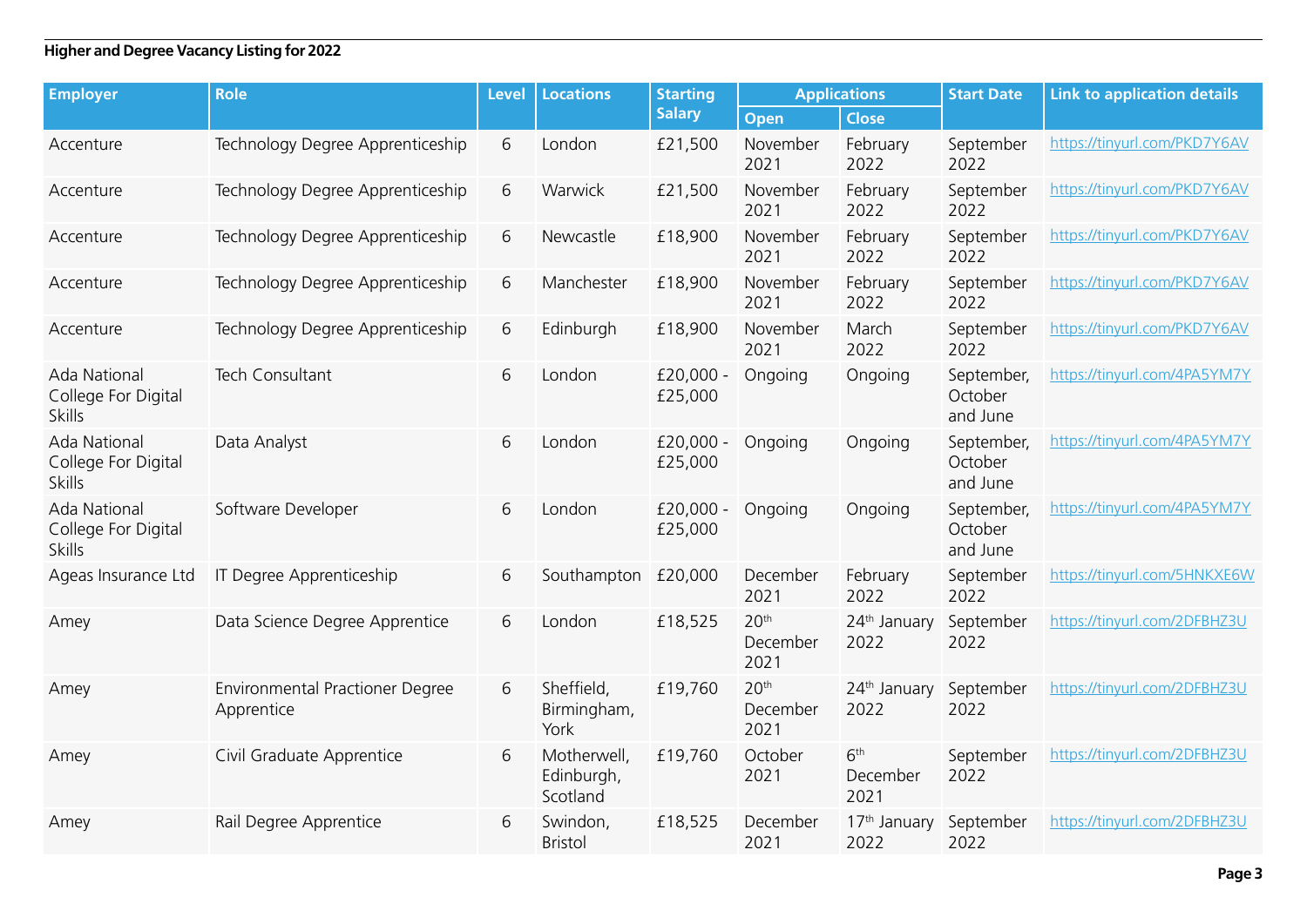**Higher and Degree Vacancy Listing for 2022**

| Employer | Role | Level | Locations | Starting Salary | Applications | | Start Date | Link to application details |
|---|---|---|---|---|---|---|---|---|
| | | | | | Open | Close | | |
| Accenture | Technology Degree Apprenticeship | 6 | London | £21,500 | November 2021 | February 2022 | September 2022 | https://tinyurl.com/PKD7Y6AV |
| Accenture | Technology Degree Apprenticeship | 6 | Warwick | £21,500 | November 2021 | February 2022 | September 2022 | https://tinyurl.com/PKD7Y6AV |
| Accenture | Technology Degree Apprenticeship | 6 | Newcastle | £18,900 | November 2021 | February 2022 | September 2022 | https://tinyurl.com/PKD7Y6AV |
| Accenture | Technology Degree Apprenticeship | 6 | Manchester | £18,900 | November 2021 | February 2022 | September 2022 | https://tinyurl.com/PKD7Y6AV |
| Accenture | Technology Degree Apprenticeship | 6 | Edinburgh | £18,900 | November 2021 | March 2022 | September 2022 | https://tinyurl.com/PKD7Y6AV |
| Ada National College For Digital Skills | Tech Consultant | 6 | London | £20,000 - £25,000 | Ongoing | Ongoing | September, October and June | https://tinyurl.com/4PA5YM7Y |
| Ada National College For Digital Skills | Data Analyst | 6 | London | £20,000 - £25,000 | Ongoing | Ongoing | September, October and June | https://tinyurl.com/4PA5YM7Y |
| Ada National College For Digital Skills | Software Developer | 6 | London | £20,000 - £25,000 | Ongoing | Ongoing | September, October and June | https://tinyurl.com/4PA5YM7Y |
| Ageas Insurance Ltd | IT Degree Apprenticeship | 6 | Southampton | £20,000 | December 2021 | February 2022 | September 2022 | https://tinyurl.com/5HNKXE6W |
| Amey | Data Science Degree Apprentice | 6 | London | £18,525 | 20th December 2021 | 24th January 2022 | September 2022 | https://tinyurl.com/2DFBHZ3U |
| Amey | Environmental Practioner Degree Apprentice | 6 | Sheffield, Birmingham, York | £19,760 | 20th December 2021 | 24th January 2022 | September 2022 | https://tinyurl.com/2DFBHZ3U |
| Amey | Civil Graduate Apprentice | 6 | Motherwell, Edinburgh, Scotland | £19,760 | October 2021 | 6th December 2021 | September 2022 | https://tinyurl.com/2DFBHZ3U |
| Amey | Rail Degree Apprentice | 6 | Swindon, Bristol | £18,525 | December 2021 | 17th January 2022 | September 2022 | https://tinyurl.com/2DFBHZ3U |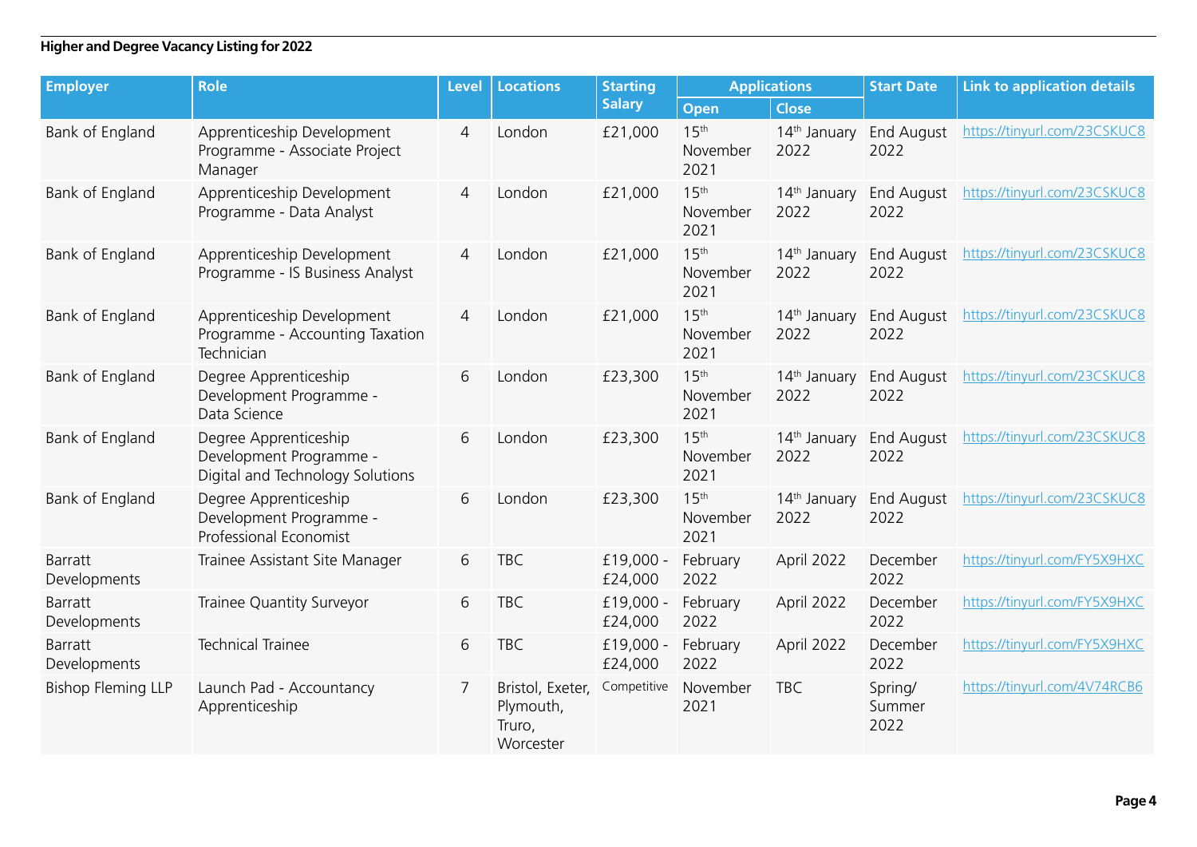**Higher and Degree Vacancy Listing for 2022**

| Employer | Role | Level | Locations | Starting Salary | Applications | | Start Date | Link to application details |
|---|---|---|---|---|---|---|---|---|
| | | | | | Open | Close | | |
| Bank of England | Apprenticeship Development Programme - Associate Project Manager | 4 | London | £21,000 | 15th November 2021 | 14th January 2022 | End August 2022 | https://tinyurl.com/23CSKUC8 |
| Bank of England | Apprenticeship Development Programme - Data Analyst | 4 | London | £21,000 | 15th November 2021 | 14th January 2022 | End August 2022 | https://tinyurl.com/23CSKUC8 |
| Bank of England | Apprenticeship Development Programme - IS Business Analyst | 4 | London | £21,000 | 15th November 2021 | 14th January 2022 | End August 2022 | https://tinyurl.com/23CSKUC8 |
| Bank of England | Apprenticeship Development Programme - Accounting Taxation Technician | 4 | London | £21,000 | 15th November 2021 | 14th January 2022 | End August 2022 | https://tinyurl.com/23CSKUC8 |
| Bank of England | Degree Apprenticeship Development Programme - Data Science | 6 | London | £23,300 | 15th November 2021 | 14th January 2022 | End August 2022 | https://tinyurl.com/23CSKUC8 |
| Bank of England | Degree Apprenticeship Development Programme - Digital and Technology Solutions | 6 | London | £23,300 | 15th November 2021 | 14th January 2022 | End August 2022 | https://tinyurl.com/23CSKUC8 |
| Bank of England | Degree Apprenticeship Development Programme - Professional Economist | 6 | London | £23,300 | 15th November 2021 | 14th January 2022 | End August 2022 | https://tinyurl.com/23CSKUC8 |
| Barratt Developments | Trainee Assistant Site Manager | 6 | TBC | £19,000 - £24,000 | February 2022 | April 2022 | December 2022 | https://tinyurl.com/FY5X9HXC |
| Barratt Developments | Trainee Quantity Surveyor | 6 | TBC | £19,000 - £24,000 | February 2022 | April 2022 | December 2022 | https://tinyurl.com/FY5X9HXC |
| Barratt Developments | Technical Trainee | 6 | TBC | £19,000 - £24,000 | February 2022 | April 2022 | December 2022 | https://tinyurl.com/FY5X9HXC |
| Bishop Fleming LLP | Launch Pad - Accountancy Apprenticeship | 7 | Bristol, Exeter, Plymouth, Truro, Worcester | Competitive | November 2021 | TBC | Spring/ Summer 2022 | https://tinyurl.com/4V74RCB6 |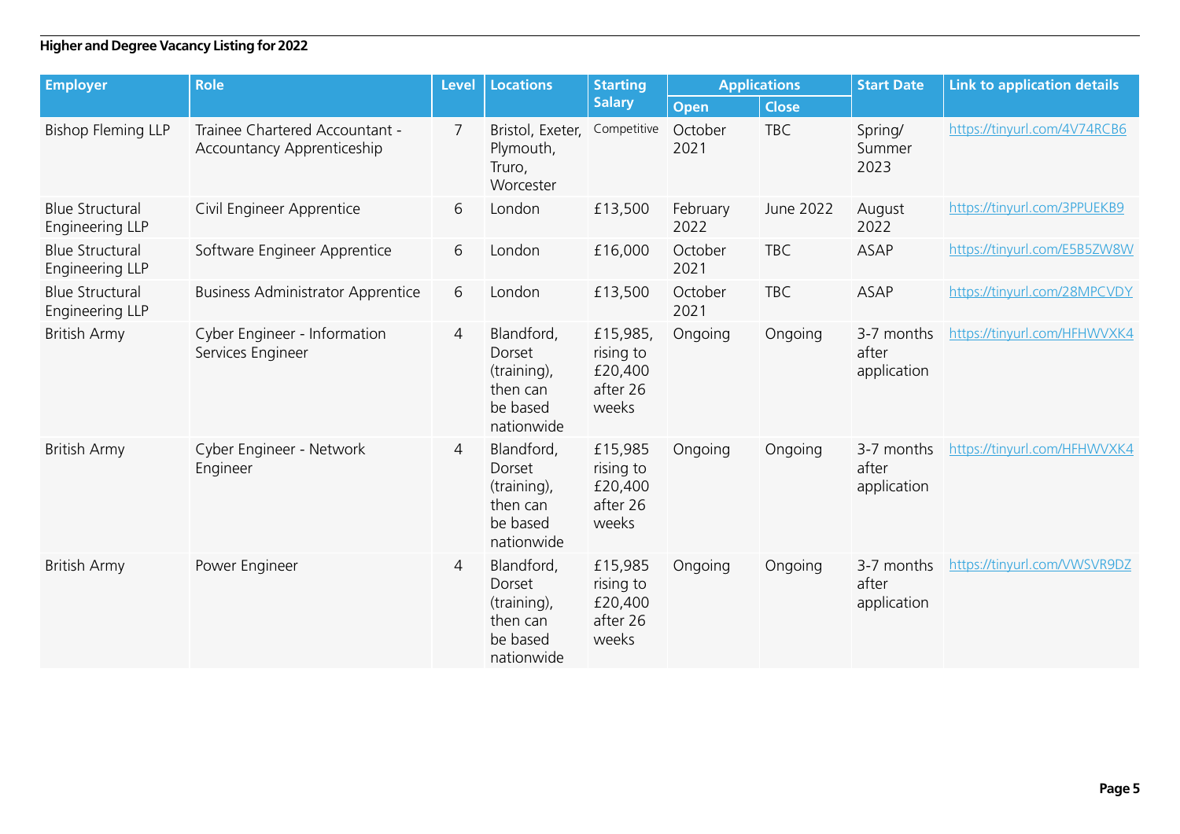**Higher and Degree Vacancy Listing for 2022**

| Employer | Role | Level | Locations | Starting Salary | Applications | | Start Date | Link to application details |
|---|---|---|---|---|---|---|---|---|
| | | | | | Open | Close | | |
| Bishop Fleming LLP | Trainee Chartered Accountant - Accountancy Apprenticeship | 7 | Bristol, Exeter, Plymouth, Truro, Worcester | Competitive | October 2021 | TBC | Spring/ Summer 2023 | https://tinyurl.com/4V74RCB6 |
| Blue Structural Engineering LLP | Civil Engineer Apprentice | 6 | London | £13,500 | February 2022 | June 2022 | August 2022 | https://tinyurl.com/3PPUEKB9 |
| Blue Structural Engineering LLP | Software Engineer Apprentice | 6 | London | £16,000 | October 2021 | TBC | ASAP | https://tinyurl.com/E5B5ZW8W |
| Blue Structural Engineering LLP | Business Administrator Apprentice | 6 | London | £13,500 | October 2021 | TBC | ASAP | https://tinyurl.com/28MPCVDY |
| British Army | Cyber Engineer - Information Services Engineer | 4 | Blandford, Dorset (training), then can be based nationwide | £15,985, rising to £20,400 after 26 weeks | Ongoing | Ongoing | 3-7 months after application | https://tinyurl.com/HFHWVXK4 |
| British Army | Cyber Engineer - Network Engineer | 4 | Blandford, Dorset (training), then can be based nationwide | £15,985 rising to £20,400 after 26 weeks | Ongoing | Ongoing | 3-7 months after application | https://tinyurl.com/HFHWVXK4 |
| British Army | Power Engineer | 4 | Blandford, Dorset (training), then can be based nationwide | £15,985 rising to £20,400 after 26 weeks | Ongoing | Ongoing | 3-7 months after application | https://tinyurl.com/VWSVR9DZ |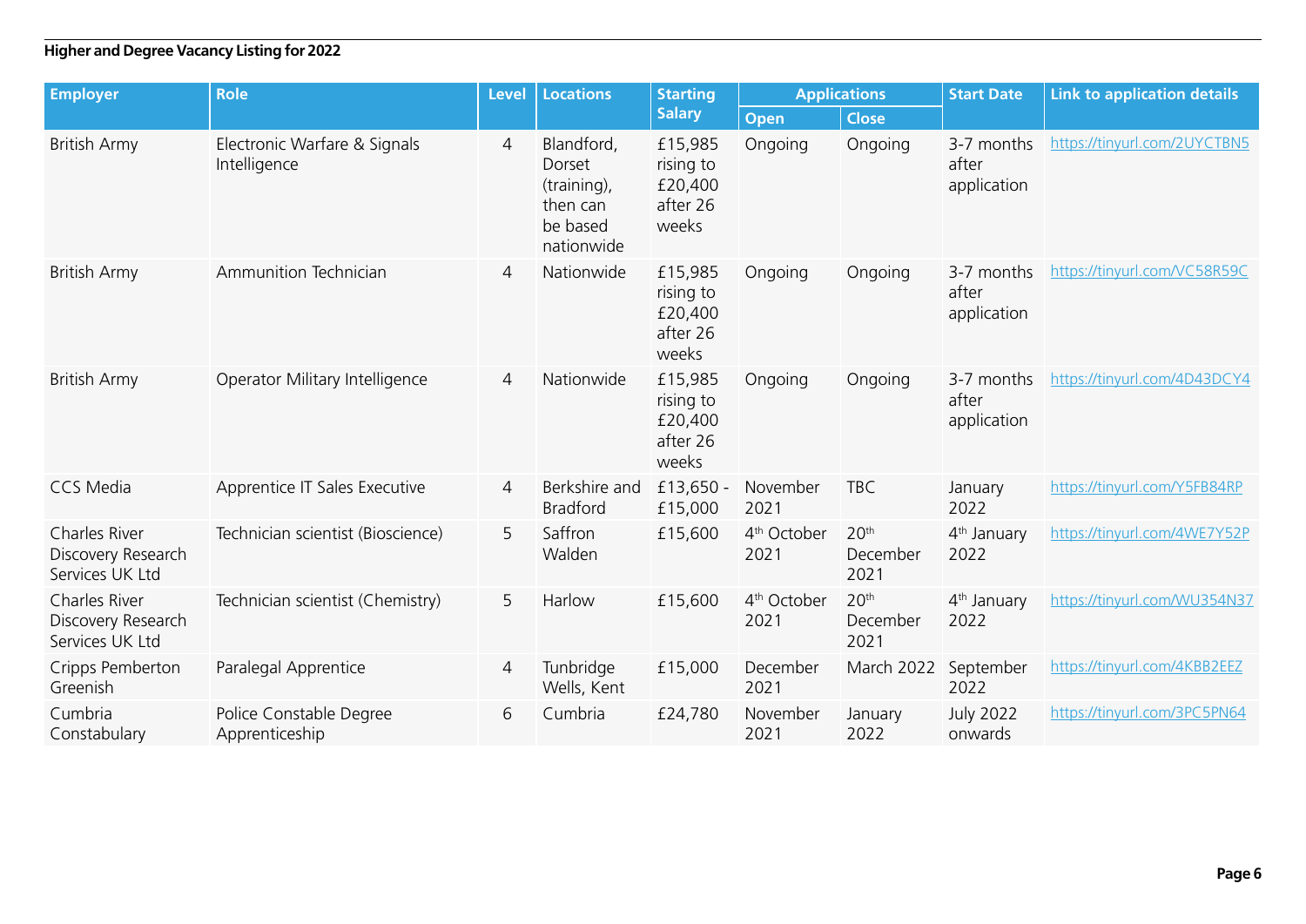**Higher and Degree Vacancy Listing for 2022**

| Employer | Role | Level | Locations | Starting Salary | Applications | | Start Date | Link to application details |
|---|---|---|---|---|---|---|---|---|
| | | | | | Open | Close | | |
| British Army | Electronic Warfare & Signals Intelligence | 4 | Blandford, Dorset (training), then can be based nationwide | £15,985 rising to £20,400 after 26 weeks | Ongoing | Ongoing | 3-7 months after application | https://tinyurl.com/2UYCTBN5 |
| British Army | Ammunition Technician | 4 | Nationwide | £15,985 rising to £20,400 after 26 weeks | Ongoing | Ongoing | 3-7 months after application | https://tinyurl.com/VC58R59C |
| British Army | Operator Military Intelligence | 4 | Nationwide | £15,985 rising to £20,400 after 26 weeks | Ongoing | Ongoing | 3-7 months after application | https://tinyurl.com/4D43DCY4 |
| CCS Media | Apprentice IT Sales Executive | 4 | Berkshire and Bradford | £13,650 - £15,000 | November 2021 | TBC | January 2022 | https://tinyurl.com/Y5FB84RP |
| Charles River Discovery Research Services UK Ltd | Technician scientist (Bioscience) | 5 | Saffron Walden | £15,600 | 4th October 2021 | 20th December 2021 | 4th January 2022 | https://tinyurl.com/4WE7Y52P |
| Charles River Discovery Research Services UK Ltd | Technician scientist (Chemistry) | 5 | Harlow | £15,600 | 4th October 2021 | 20th December 2021 | 4th January 2022 | https://tinyurl.com/WU354N37 |
| Cripps Pemberton Greenish | Paralegal Apprentice | 4 | Tunbridge Wells, Kent | £15,000 | December 2021 | March 2022 | September 2022 | https://tinyurl.com/4KBB2EEZ |
| Cumbria Constabulary | Police Constable Degree Apprenticeship | 6 | Cumbria | £24,780 | November 2021 | January 2022 | July 2022 onwards | https://tinyurl.com/3PC5PN64 |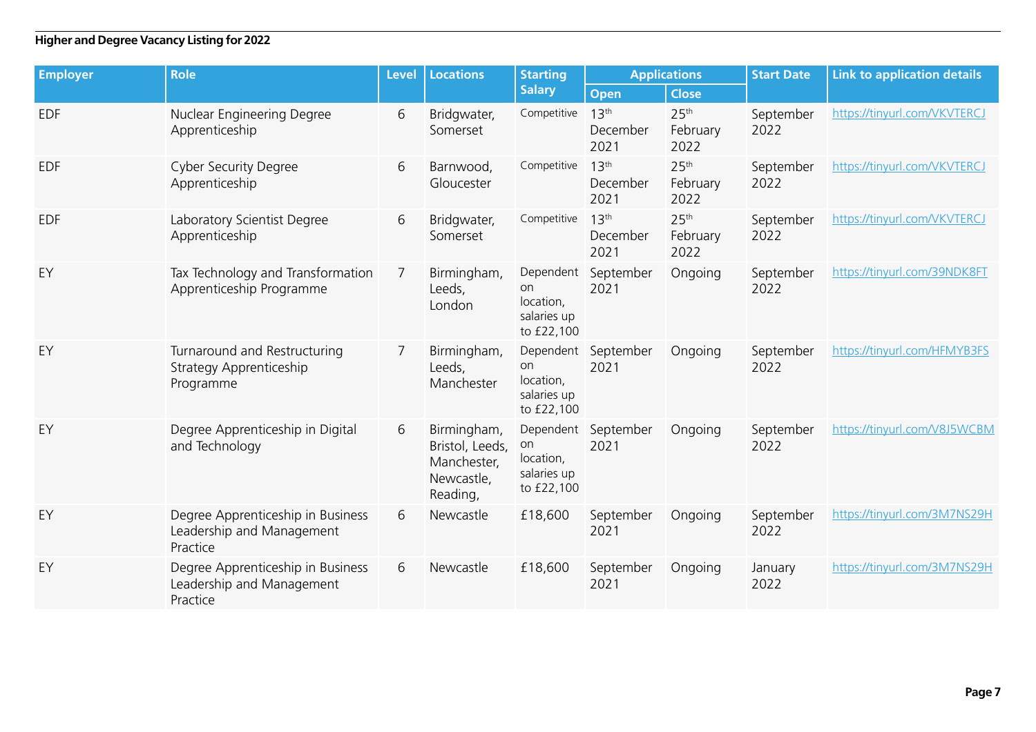**Higher and Degree Vacancy Listing for 2022**

| Employer | Role | Level | Locations | Starting Salary | Applications | | Start Date | Link to application details |
|---|---|---|---|---|---|---|---|---|
| | | | | | Open | Close | | |
| EDF | Nuclear Engineering Degree Apprenticeship | 6 | Bridgwater, Somerset | Competitive | 13th December 2021 | 25th February 2022 | September 2022 | https://tinyurl.com/VKVTERCJ |
| EDF | Cyber Security Degree Apprenticeship | 6 | Barnwood, Gloucester | Competitive | 13th December 2021 | 25th February 2022 | September 2022 | https://tinyurl.com/VKVTERCJ |
| EDF | Laboratory Scientist Degree Apprenticeship | 6 | Bridgwater, Somerset | Competitive | 13th December 2021 | 25th February 2022 | September 2022 | https://tinyurl.com/VKVTERCJ |
| EY | Tax Technology and Transformation Apprenticeship Programme | 7 | Birmingham, Leeds, London | Dependent on location, salaries up to £22,100 | September 2021 | Ongoing | September 2022 | https://tinyurl.com/39NDK8FT |
| EY | Turnaround and Restructuring Strategy Apprenticeship Programme | 7 | Birmingham, Leeds, Manchester | Dependent on location, salaries up to £22,100 | September 2021 | Ongoing | September 2022 | https://tinyurl.com/HFMYB3FS |
| EY | Degree Apprenticeship in Digital and Technology | 6 | Birmingham, Bristol, Leeds, Manchester, Newcastle, Reading, | Dependent on location, salaries up to £22,100 | September 2021 | Ongoing | September 2022 | https://tinyurl.com/V8J5WCBM |
| EY | Degree Apprenticeship in Business Leadership and Management Practice | 6 | Newcastle | £18,600 | September 2021 | Ongoing | September 2022 | https://tinyurl.com/3M7NS29H |
| EY | Degree Apprenticeship in Business Leadership and Management Practice | 6 | Newcastle | £18,600 | September 2021 | Ongoing | January 2022 | https://tinyurl.com/3M7NS29H |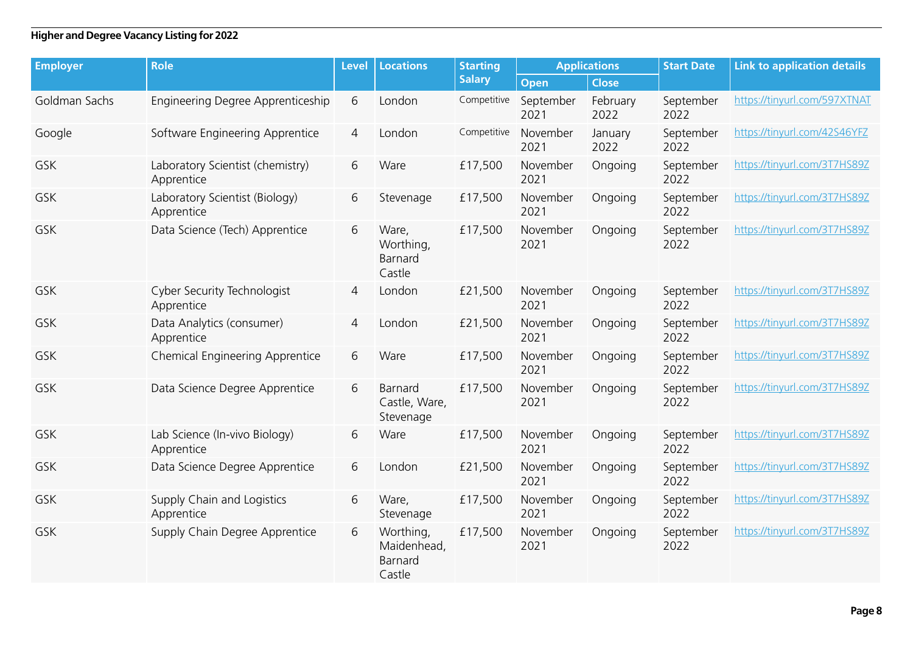**Higher and Degree Vacancy Listing for 2022**

| Employer | Role | Level | Locations | Starting Salary | Applications | | Start Date | Link to application details |
|---|---|---|---|---|---|---|---|---|
| | | | | | Open | Close | | |
| Goldman Sachs | Engineering Degree Apprenticeship | 6 | London | Competitive | September 2021 | February 2022 | September 2022 | https://tinyurl.com/597XTNAT |
| Google | Software Engineering Apprentice | 4 | London | Competitive | November 2021 | January 2022 | September 2022 | https://tinyurl.com/42S46YFZ |
| GSK | Laboratory Scientist (chemistry) Apprentice | 6 | Ware | £17,500 | November 2021 | Ongoing | September 2022 | https://tinyurl.com/3T7HS89Z |
| GSK | Laboratory Scientist (Biology) Apprentice | 6 | Stevenage | £17,500 | November 2021 | Ongoing | September 2022 | https://tinyurl.com/3T7HS89Z |
| GSK | Data Science (Tech) Apprentice | 6 | Ware, Worthing, Barnard Castle | £17,500 | November 2021 | Ongoing | September 2022 | https://tinyurl.com/3T7HS89Z |
| GSK | Cyber Security Technologist Apprentice | 4 | London | £21,500 | November 2021 | Ongoing | September 2022 | https://tinyurl.com/3T7HS89Z |
| GSK | Data Analytics (consumer) Apprentice | 4 | London | £21,500 | November 2021 | Ongoing | September 2022 | https://tinyurl.com/3T7HS89Z |
| GSK | Chemical Engineering Apprentice | 6 | Ware | £17,500 | November 2021 | Ongoing | September 2022 | https://tinyurl.com/3T7HS89Z |
| GSK | Data Science Degree Apprentice | 6 | Barnard Castle, Ware, Stevenage | £17,500 | November 2021 | Ongoing | September 2022 | https://tinyurl.com/3T7HS89Z |
| GSK | Lab Science (In-vivo Biology) Apprentice | 6 | Ware | £17,500 | November 2021 | Ongoing | September 2022 | https://tinyurl.com/3T7HS89Z |
| GSK | Data Science Degree Apprentice | 6 | London | £21,500 | November 2021 | Ongoing | September 2022 | https://tinyurl.com/3T7HS89Z |
| GSK | Supply Chain and Logistics Apprentice | 6 | Ware, Stevenage | £17,500 | November 2021 | Ongoing | September 2022 | https://tinyurl.com/3T7HS89Z |
| GSK | Supply Chain Degree Apprentice | 6 | Worthing, Maidenhead, Barnard Castle | £17,500 | November 2021 | Ongoing | September 2022 | https://tinyurl.com/3T7HS89Z |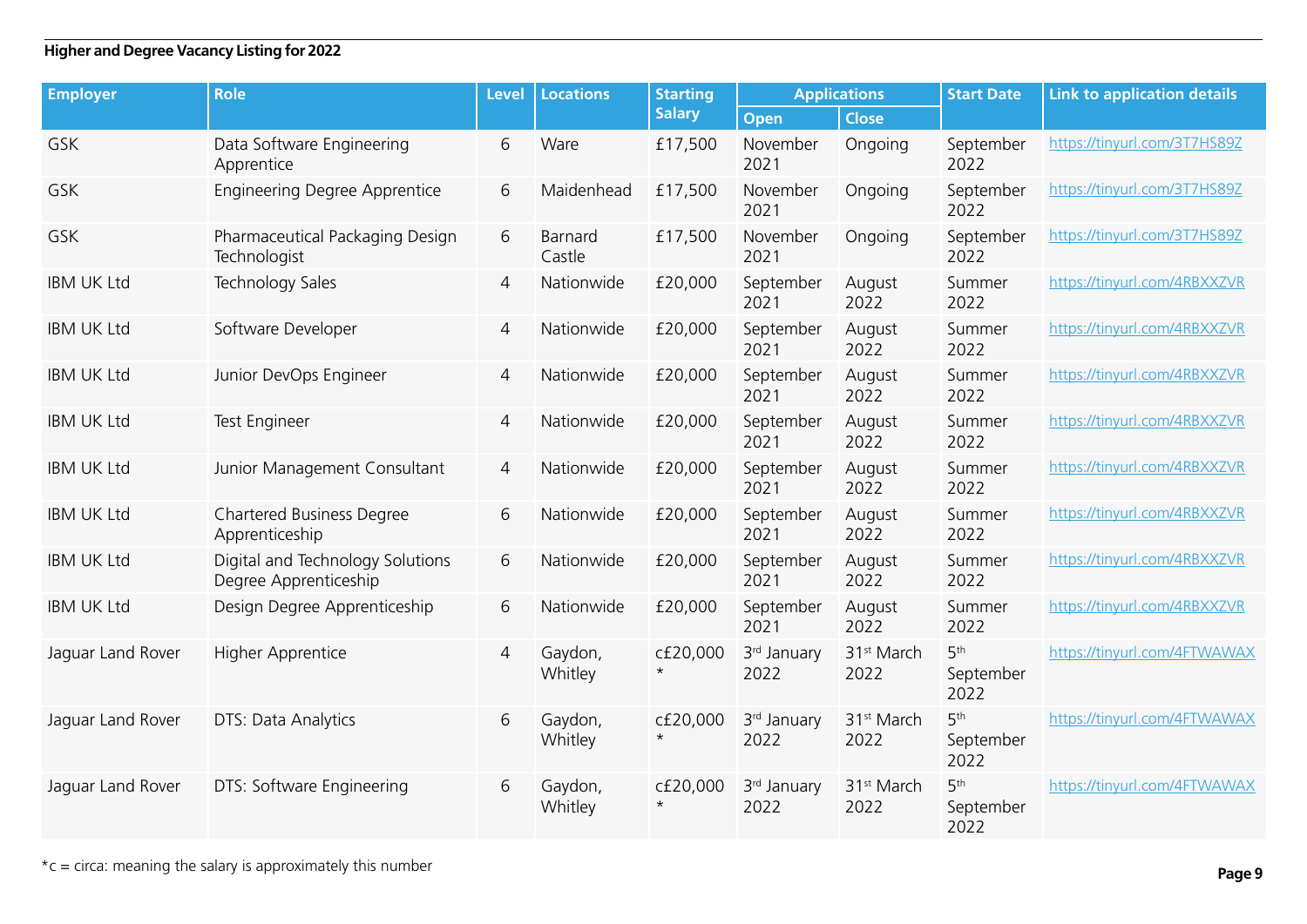**Higher and Degree Vacancy Listing for 2022**

| Employer | Role | Level | Locations | Starting Salary | Applications | | Start Date | Link to application details |
|---|---|---|---|---|---|---|---|---|
| | | | | | Open | Close | | |
| GSK | Data Software Engineering Apprentice | 6 | Ware | £17,500 | November 2021 | Ongoing | September 2022 | https://tinyurl.com/3T7HS89Z |
| GSK | Engineering Degree Apprentice | 6 | Maidenhead | £17,500 | November 2021 | Ongoing | September 2022 | https://tinyurl.com/3T7HS89Z |
| GSK | Pharmaceutical Packaging Design Technologist | 6 | Barnard Castle | £17,500 | November 2021 | Ongoing | September 2022 | https://tinyurl.com/3T7HS89Z |
| IBM UK Ltd | Technology Sales | 4 | Nationwide | £20,000 | September 2021 | August 2022 | Summer 2022 | https://tinyurl.com/4RBXXZVR |
| IBM UK Ltd | Software Developer | 4 | Nationwide | £20,000 | September 2021 | August 2022 | Summer 2022 | https://tinyurl.com/4RBXXZVR |
| IBM UK Ltd | Junior DevOps Engineer | 4 | Nationwide | £20,000 | September 2021 | August 2022 | Summer 2022 | https://tinyurl.com/4RBXXZVR |
| IBM UK Ltd | Test Engineer | 4 | Nationwide | £20,000 | September 2021 | August 2022 | Summer 2022 | https://tinyurl.com/4RBXXZVR |
| IBM UK Ltd | Junior Management Consultant | 4 | Nationwide | £20,000 | September 2021 | August 2022 | Summer 2022 | https://tinyurl.com/4RBXXZVR |
| IBM UK Ltd | Chartered Business Degree Apprenticeship | 6 | Nationwide | £20,000 | September 2021 | August 2022 | Summer 2022 | https://tinyurl.com/4RBXXZVR |
| IBM UK Ltd | Digital and Technology Solutions Degree Apprenticeship | 6 | Nationwide | £20,000 | September 2021 | August 2022 | Summer 2022 | https://tinyurl.com/4RBXXZVR |
| IBM UK Ltd | Design Degree Apprenticeship | 6 | Nationwide | £20,000 | September 2021 | August 2022 | Summer 2022 | https://tinyurl.com/4RBXXZVR |
| Jaguar Land Rover | Higher Apprentice | 4 | Gaydon, Whitley | c£20,000 * | 3rd January 2022 | 31st March 2022 | 5th September 2022 | https://tinyurl.com/4FTWAWAX |
| Jaguar Land Rover | DTS: Data Analytics | 6 | Gaydon, Whitley | c£20,000 * | 3rd January 2022 | 31st March 2022 | 5th September 2022 | https://tinyurl.com/4FTWAWAX |
| Jaguar Land Rover | DTS: Software Engineering | 6 | Gaydon, Whitley | c£20,000 * | 3rd January 2022 | 31st March 2022 | 5th September 2022 | https://tinyurl.com/4FTWAWAX |

*c = circa: meaning the salary is approximately this number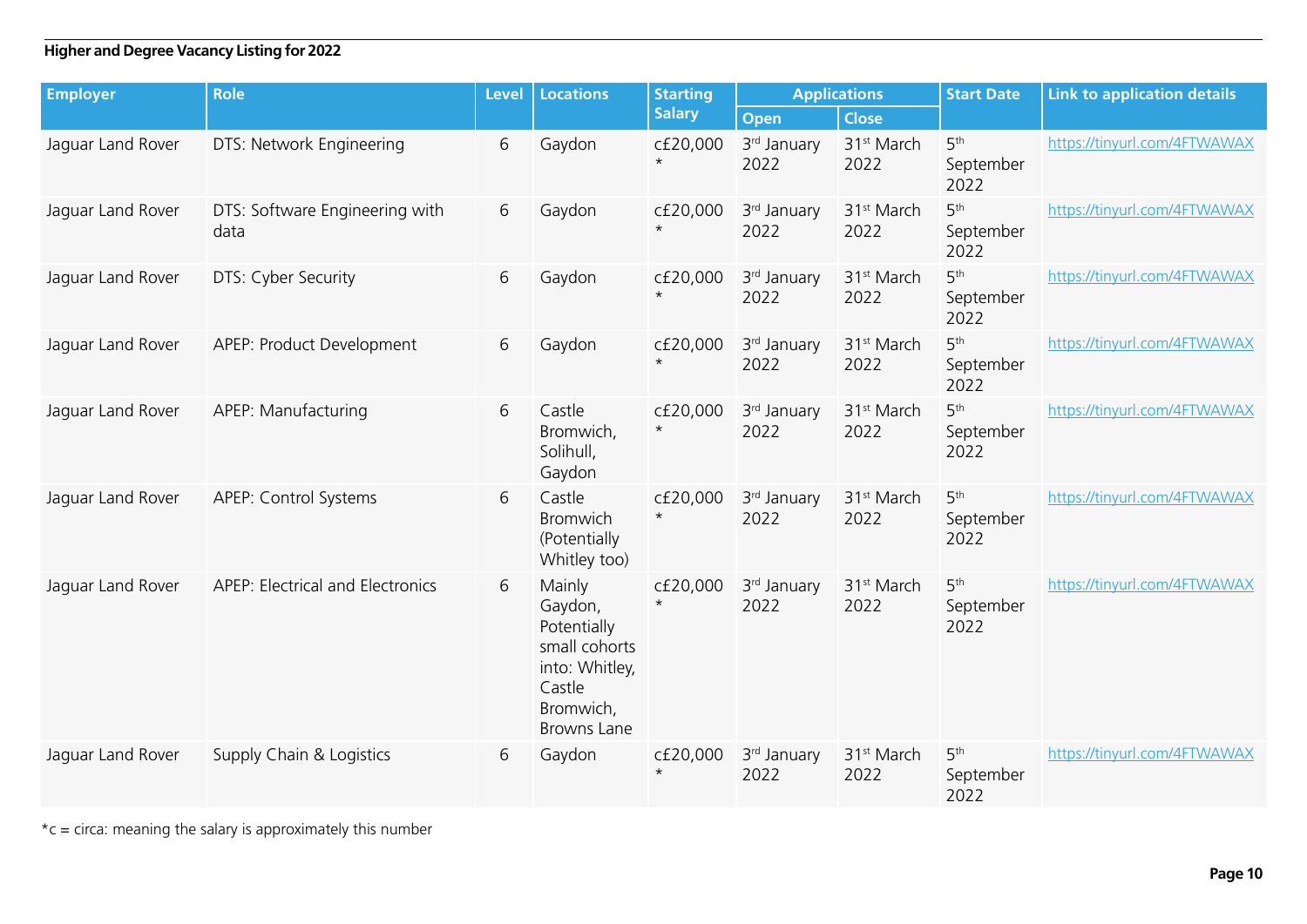**Higher and Degree Vacancy Listing for 2022**

| Employer | Role | Level | Locations | Starting Salary | Applications | | Start Date | Link to application details |
|---|---|---|---|---|---|---|---|---|
| | | | | | Open | Close | | |
| Jaguar Land Rover | DTS: Network Engineering | 6 | Gaydon | c£20,000 * | 3rd January 2022 | 31st March 2022 | 5th September 2022 | https://tinyurl.com/4FTWAWAX |
| Jaguar Land Rover | DTS: Software Engineering with data | 6 | Gaydon | c£20,000 * | 3rd January 2022 | 31st March 2022 | 5th September 2022 | https://tinyurl.com/4FTWAWAX |
| Jaguar Land Rover | DTS: Cyber Security | 6 | Gaydon | c£20,000 * | 3rd January 2022 | 31st March 2022 | 5th September 2022 | https://tinyurl.com/4FTWAWAX |
| Jaguar Land Rover | APEP: Product Development | 6 | Gaydon | c£20,000 * | 3rd January 2022 | 31st March 2022 | 5th September 2022 | https://tinyurl.com/4FTWAWAX |
| Jaguar Land Rover | APEP: Manufacturing | 6 | Castle Bromwich, Solihull, Gaydon | c£20,000 * | 3rd January 2022 | 31st March 2022 | 5th September 2022 | https://tinyurl.com/4FTWAWAX |
| Jaguar Land Rover | APEP: Control Systems | 6 | Castle Bromwich (Potentially Whitley too) | c£20,000 * | 3rd January 2022 | 31st March 2022 | 5th September 2022 | https://tinyurl.com/4FTWAWAX |
| Jaguar Land Rover | APEP: Electrical and Electronics | 6 | Mainly Gaydon, Potentially small cohorts into: Whitley, Castle Bromwich, Browns Lane | c£20,000 * | 3rd January 2022 | 31st March 2022 | 5th September 2022 | https://tinyurl.com/4FTWAWAX |
| Jaguar Land Rover | Supply Chain & Logistics | 6 | Gaydon | c£20,000 * | 3rd January 2022 | 31st March 2022 | 5th September 2022 | https://tinyurl.com/4FTWAWAX |

*c = circa: meaning the salary is approximately this number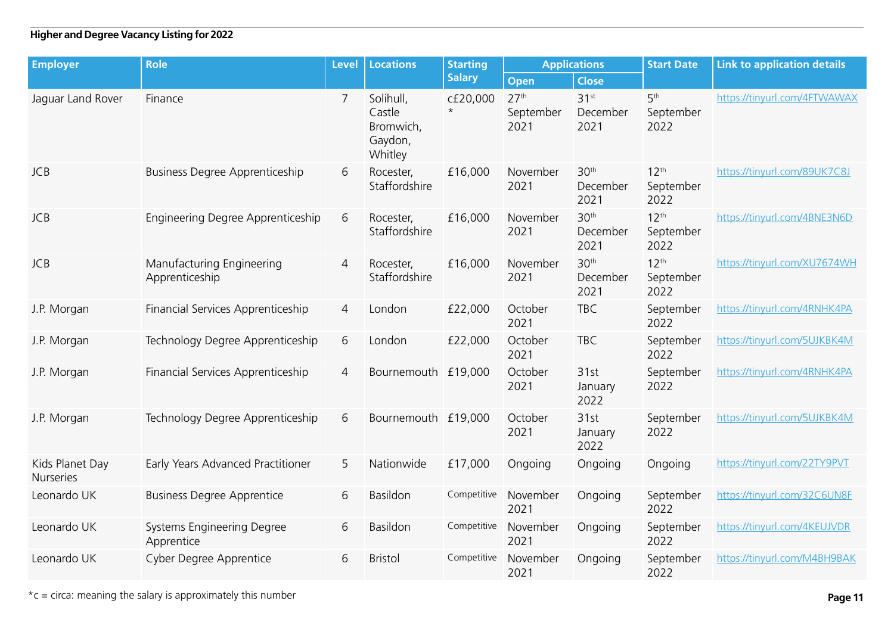**Higher and Degree Vacancy Listing for 2022**

| Employer | Role | Level | Locations | Starting Salary | Applications | | Start Date | Link to application details |
|---|---|---|---|---|---|---|---|---|
| | | | | | Open | Close | | |
| Jaguar Land Rover | Finance | 7 | Solihull, Castle Bromwich, Gaydon, Whitley | c£20,000 * | 27th September 2021 | 31st December 2021 | 5th September 2022 | https://tinyurl.com/4FTWAWAX |
| JCB | Business Degree Apprenticeship | 6 | Rocester, Staffordshire | £16,000 | November 2021 | 30th December 2021 | 12th September 2022 | https://tinyurl.com/89UK7C8J |
| JCB | Engineering Degree Apprenticeship | 6 | Rocester, Staffordshire | £16,000 | November 2021 | 30th December 2021 | 12th September 2022 | https://tinyurl.com/4BNE3N6D |
| JCB | Manufacturing Engineering Apprenticeship | 4 | Rocester, Staffordshire | £16,000 | November 2021 | 30th December 2021 | 12th September 2022 | https://tinyurl.com/XU7674WH |
| J.P. Morgan | Financial Services Apprenticeship | 4 | London | £22,000 | October 2021 | TBC | September 2022 | https://tinyurl.com/4RNHK4PA |
| J.P. Morgan | Technology Degree Apprenticeship | 6 | London | £22,000 | October 2021 | TBC | September 2022 | https://tinyurl.com/5UJKBK4M |
| J.P. Morgan | Financial Services Apprenticeship | 4 | Bournemouth | £19,000 | October 2021 | 31st January 2022 | September 2022 | https://tinyurl.com/4RNHK4PA |
| J.P. Morgan | Technology Degree Apprenticeship | 6 | Bournemouth | £19,000 | October 2021 | 31st January 2022 | September 2022 | https://tinyurl.com/5UJKBK4M |
| Kids Planet Day Nurseries | Early Years Advanced Practitioner | 5 | Nationwide | £17,000 | Ongoing | Ongoing | Ongoing | https://tinyurl.com/22TY9PVT |
| Leonardo UK | Business Degree Apprentice | 6 | Basildon | Competitive | November 2021 | Ongoing | September 2022 | https://tinyurl.com/32C6UN8F |
| Leonardo UK | Systems Engineering Degree Apprentice | 6 | Basildon | Competitive | November 2021 | Ongoing | September 2022 | https://tinyurl.com/4KEUJVDR |
| Leonardo UK | Cyber Degree Apprentice | 6 | Bristol | Competitive | November 2021 | Ongoing | September 2022 | https://tinyurl.com/M4BH9BAK |

*c = circa: meaning the salary is approximately this number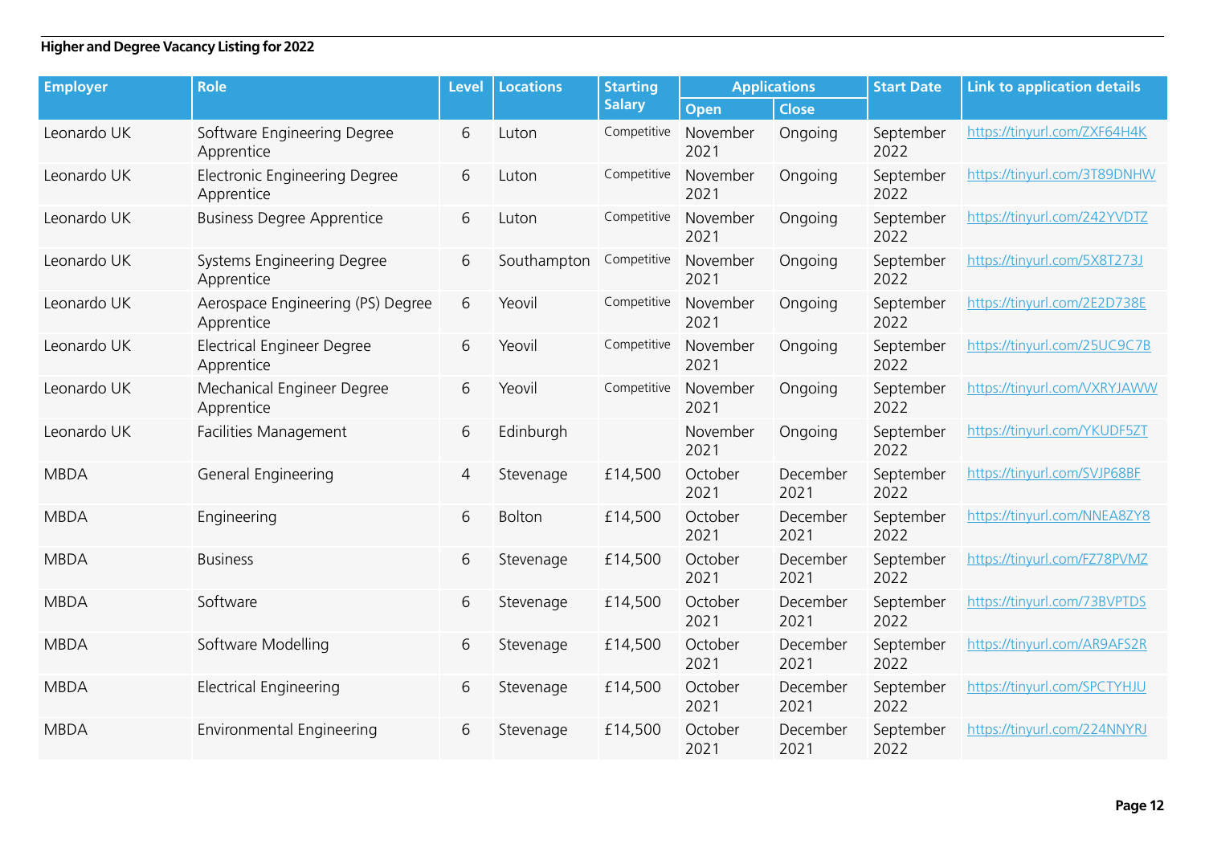## Higher and Degree Vacancy Listing for 2022

| Employer | Role | Level | Locations | Starting Salary | Applications | | Start Date | Link to application details |
|---|---|---|---|---|---|---|---|---|
| | | | | | Open | Close | | |
| Leonardo UK | Software Engineering Degree Apprentice | 6 | Luton | Competitive | November 2021 | Ongoing | September 2022 | https://tinyurl.com/ZXF64H4K |
| Leonardo UK | Electronic Engineering Degree Apprentice | 6 | Luton | Competitive | November 2021 | Ongoing | September 2022 | https://tinyurl.com/3T89DNHW |
| Leonardo UK | Business Degree Apprentice | 6 | Luton | Competitive | November 2021 | Ongoing | September 2022 | https://tinyurl.com/242YVDTZ |
| Leonardo UK | Systems Engineering Degree Apprentice | 6 | Southampton | Competitive | November 2021 | Ongoing | September 2022 | https://tinyurl.com/5X8T273J |
| Leonardo UK | Aerospace Engineering (PS) Degree Apprentice | 6 | Yeovil | Competitive | November 2021 | Ongoing | September 2022 | https://tinyurl.com/2E2D738E |
| Leonardo UK | Electrical Engineer Degree Apprentice | 6 | Yeovil | Competitive | November 2021 | Ongoing | September 2022 | https://tinyurl.com/25UC9C7B |
| Leonardo UK | Mechanical Engineer Degree Apprentice | 6 | Yeovil | Competitive | November 2021 | Ongoing | September 2022 | https://tinyurl.com/VXRYJAWW |
| Leonardo UK | Facilities Management | 6 | Edinburgh | | November 2021 | Ongoing | September 2022 | https://tinyurl.com/YKUDF5ZT |
| MBDA | General Engineering | 4 | Stevenage | £14,500 | October 2021 | December 2021 | September 2022 | https://tinyurl.com/SVJP68BF |
| MBDA | Engineering | 6 | Bolton | £14,500 | October 2021 | December 2021 | September 2022 | https://tinyurl.com/NNEA8ZY8 |
| MBDA | Business | 6 | Stevenage | £14,500 | October 2021 | December 2021 | September 2022 | https://tinyurl.com/FZ78PVMZ |
| MBDA | Software | 6 | Stevenage | £14,500 | October 2021 | December 2021 | September 2022 | https://tinyurl.com/73BVPTDS |
| MBDA | Software Modelling | 6 | Stevenage | £14,500 | October 2021 | December 2021 | September 2022 | https://tinyurl.com/AR9AFS2R |
| MBDA | Electrical Engineering | 6 | Stevenage | £14,500 | October 2021 | December 2021 | September 2022 | https://tinyurl.com/SPCTYHJU |
| MBDA | Environmental Engineering | 6 | Stevenage | £14,500 | October 2021 | December 2021 | September 2022 | https://tinyurl.com/224NNYRJ |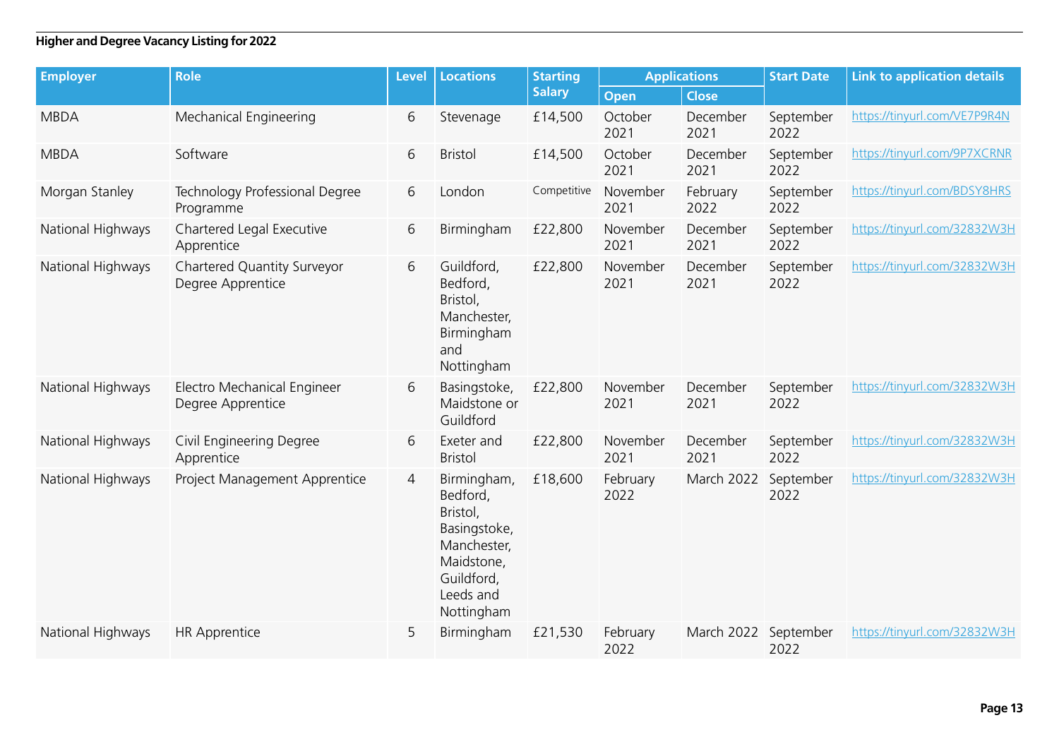**Higher and Degree Vacancy Listing for 2022**

| Employer | Role | Level | Locations | Starting Salary | Applications | | Start Date | Link to application details |
|---|---|---|---|---|---|---|---|---|
| | | | | | Open | Close | | |
| MBDA | Mechanical Engineering | 6 | Stevenage | £14,500 | October 2021 | December 2021 | September 2022 | https://tinyurl.com/VE7P9R4N |
| MBDA | Software | 6 | Bristol | £14,500 | October 2021 | December 2021 | September 2022 | https://tinyurl.com/9P7XCRNR |
| Morgan Stanley | Technology Professional Degree Programme | 6 | London | Competitive | November 2021 | February 2022 | September 2022 | https://tinyurl.com/BDSY8HRS |
| National Highways | Chartered Legal Executive Apprentice | 6 | Birmingham | £22,800 | November 2021 | December 2021 | September 2022 | https://tinyurl.com/32832W3H |
| National Highways | Chartered Quantity Surveyor Degree Apprentice | 6 | Guildford, Bedford, Bristol, Manchester, Birmingham and Nottingham | £22,800 | November 2021 | December 2021 | September 2022 | https://tinyurl.com/32832W3H |
| National Highways | Electro Mechanical Engineer Degree Apprentice | 6 | Basingstoke, Maidstone or Guildford | £22,800 | November 2021 | December 2021 | September 2022 | https://tinyurl.com/32832W3H |
| National Highways | Civil Engineering Degree Apprentice | 6 | Exeter and Bristol | £22,800 | November 2021 | December 2021 | September 2022 | https://tinyurl.com/32832W3H |
| National Highways | Project Management Apprentice | 4 | Birmingham, Bedford, Bristol, Basingstoke, Manchester, Maidstone, Guildford, Leeds and Nottingham | £18,600 | February 2022 | March 2022 | September 2022 | https://tinyurl.com/32832W3H |
| National Highways | HR Apprentice | 5 | Birmingham | £21,530 | February 2022 | March 2022 | September 2022 | https://tinyurl.com/32832W3H |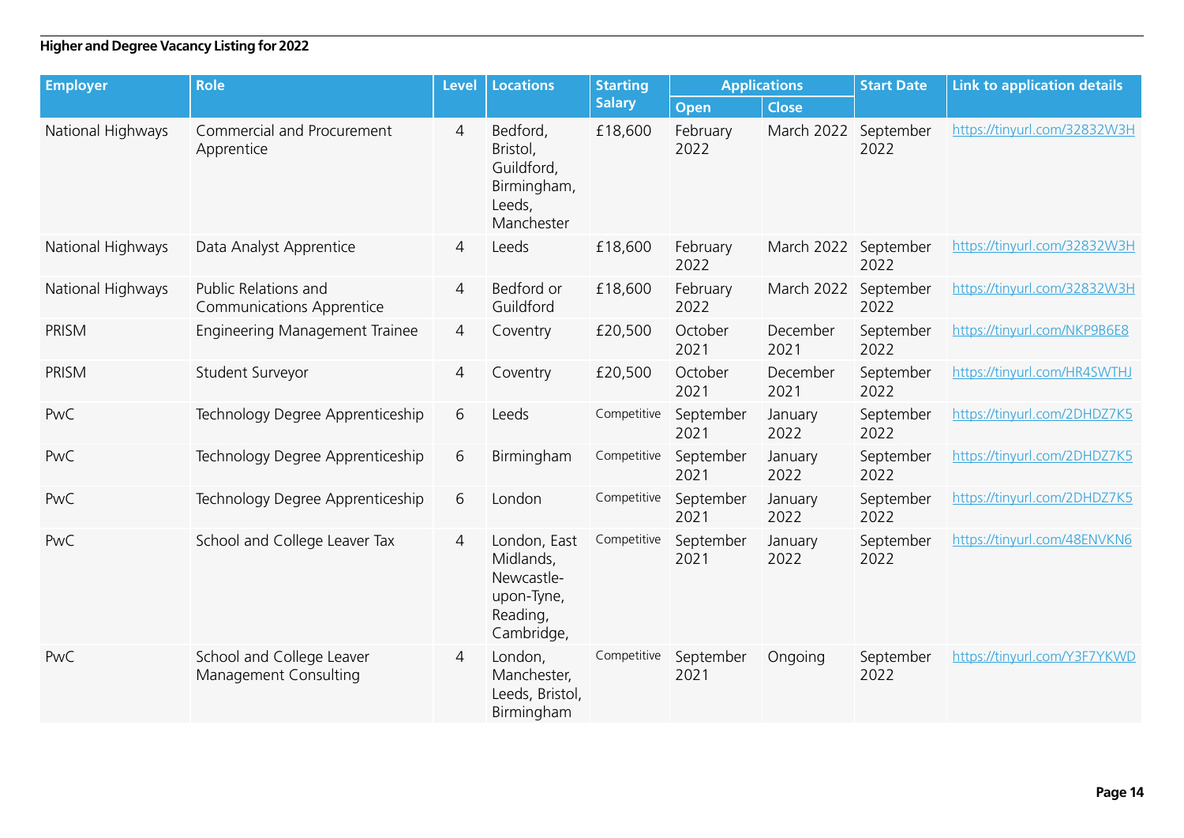**Higher and Degree Vacancy Listing for 2022**

| Employer | Role | Level | Locations | Starting Salary | Applications | | Start Date | Link to application details |
|---|---|---|---|---|---|---|---|---|
| | | | | | Open | Close | | |
| National Highways | Commercial and Procurement Apprentice | 4 | Bedford, Bristol, Guildford, Birmingham, Leeds, Manchester | £18,600 | February 2022 | March 2022 | September 2022 | https://tinyurl.com/32832W3H |
| National Highways | Data Analyst Apprentice | 4 | Leeds | £18,600 | February 2022 | March 2022 | September 2022 | https://tinyurl.com/32832W3H |
| National Highways | Public Relations and Communications Apprentice | 4 | Bedford or Guildford | £18,600 | February 2022 | March 2022 | September 2022 | https://tinyurl.com/32832W3H |
| PRISM | Engineering Management Trainee | 4 | Coventry | £20,500 | October 2021 | December 2021 | September 2022 | https://tinyurl.com/NKP9B6E8 |
| PRISM | Student Surveyor | 4 | Coventry | £20,500 | October 2021 | December 2021 | September 2022 | https://tinyurl.com/HR4SWTHJ |
| PwC | Technology Degree Apprenticeship | 6 | Leeds | Competitive | September 2021 | January 2022 | September 2022 | https://tinyurl.com/2DHDZ7K5 |
| PwC | Technology Degree Apprenticeship | 6 | Birmingham | Competitive | September 2021 | January 2022 | September 2022 | https://tinyurl.com/2DHDZ7K5 |
| PwC | Technology Degree Apprenticeship | 6 | London | Competitive | September 2021 | January 2022 | September 2022 | https://tinyurl.com/2DHDZ7K5 |
| PwC | School and College Leaver Tax | 4 | London, East Midlands, Newcastle-upon-Tyne, Reading, Cambridge, | Competitive | September 2021 | January 2022 | September 2022 | https://tinyurl.com/48ENVKN6 |
| PwC | School and College Leaver Management Consulting | 4 | London, Manchester, Leeds, Bristol, Birmingham | Competitive | September 2021 | Ongoing | September 2022 | https://tinyurl.com/Y3F7YKWD |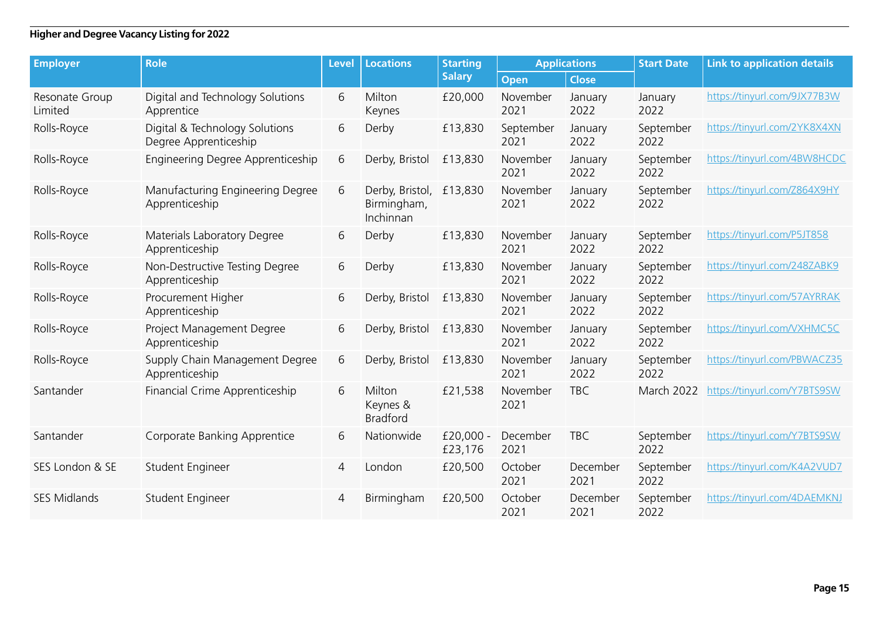**Higher and Degree Vacancy Listing for 2022**

| Employer | Role | Level | Locations | Starting Salary | Applications | | Start Date | Link to application details |
|---|---|---|---|---|---|---|---|---|
| | | | | | Open | Close | | |
| Resonate Group Limited | Digital and Technology Solutions Apprentice | 6 | Milton Keynes | £20,000 | November 2021 | January 2022 | January 2022 | https://tinyurl.com/9JX77B3W |
| Rolls-Royce | Digital & Technology Solutions Degree Apprenticeship | 6 | Derby | £13,830 | September 2021 | January 2022 | September 2022 | https://tinyurl.com/2YK8X4XN |
| Rolls-Royce | Engineering Degree Apprenticeship | 6 | Derby, Bristol | £13,830 | November 2021 | January 2022 | September 2022 | https://tinyurl.com/4BW8HCDC |
| Rolls-Royce | Manufacturing Engineering Degree Apprenticeship | 6 | Derby, Bristol, Birmingham, Inchinnan | £13,830 | November 2021 | January 2022 | September 2022 | https://tinyurl.com/Z864X9HY |
| Rolls-Royce | Materials Laboratory Degree Apprenticeship | 6 | Derby | £13,830 | November 2021 | January 2022 | September 2022 | https://tinyurl.com/P5JT858 |
| Rolls-Royce | Non-Destructive Testing Degree Apprenticeship | 6 | Derby | £13,830 | November 2021 | January 2022 | September 2022 | https://tinyurl.com/248ZABK9 |
| Rolls-Royce | Procurement Higher Apprenticeship | 6 | Derby, Bristol | £13,830 | November 2021 | January 2022 | September 2022 | https://tinyurl.com/57AYRRAK |
| Rolls-Royce | Project Management Degree Apprenticeship | 6 | Derby, Bristol | £13,830 | November 2021 | January 2022 | September 2022 | https://tinyurl.com/VXHMC5C |
| Rolls-Royce | Supply Chain Management Degree Apprenticeship | 6 | Derby, Bristol | £13,830 | November 2021 | January 2022 | September 2022 | https://tinyurl.com/PBWACZ35 |
| Santander | Financial Crime Apprenticeship | 6 | Milton Keynes & Bradford | £21,538 | November 2021 | TBC | March 2022 | https://tinyurl.com/Y7BTS9SW |
| Santander | Corporate Banking Apprentice | 6 | Nationwide | £20,000 - £23,176 | December 2021 | TBC | September 2022 | https://tinyurl.com/Y7BTS9SW |
| SES London & SE | Student Engineer | 4 | London | £20,500 | October 2021 | December 2021 | September 2022 | https://tinyurl.com/K4A2VUD7 |
| SES Midlands | Student Engineer | 4 | Birmingham | £20,500 | October 2021 | December 2021 | September 2022 | https://tinyurl.com/4DAEMKNJ |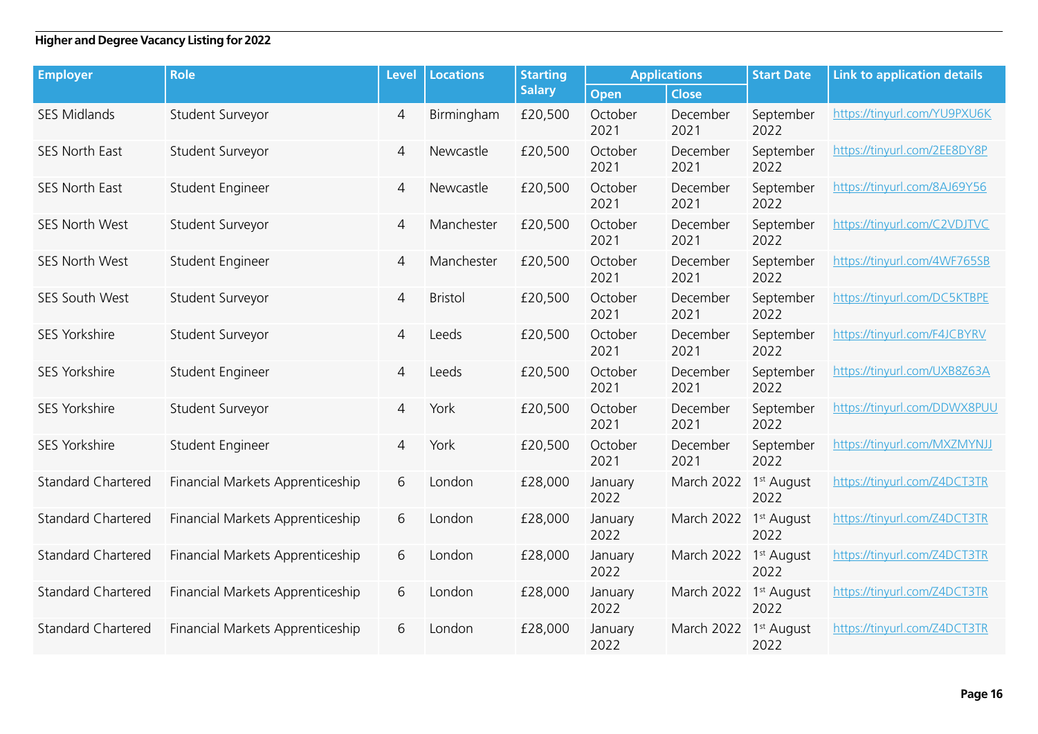**Higher and Degree Vacancy Listing for 2022**

| Employer | Role | Level | Locations | Starting Salary | Applications | | Start Date | Link to application details |
|---|---|---|---|---|---|---|---|---|
| | | | | | Open | Close | | |
| SES Midlands | Student Surveyor | 4 | Birmingham | £20,500 | October 2021 | December 2021 | September 2022 | https://tinyurl.com/YU9PXU6K |
| SES North East | Student Surveyor | 4 | Newcastle | £20,500 | October 2021 | December 2021 | September 2022 | https://tinyurl.com/2EE8DY8P |
| SES North East | Student Engineer | 4 | Newcastle | £20,500 | October 2021 | December 2021 | September 2022 | https://tinyurl.com/8AJ69Y56 |
| SES North West | Student Surveyor | 4 | Manchester | £20,500 | October 2021 | December 2021 | September 2022 | https://tinyurl.com/C2VDJTVC |
| SES North West | Student Engineer | 4 | Manchester | £20,500 | October 2021 | December 2021 | September 2022 | https://tinyurl.com/4WF765SB |
| SES South West | Student Surveyor | 4 | Bristol | £20,500 | October 2021 | December 2021 | September 2022 | https://tinyurl.com/DC5KTBPE |
| SES Yorkshire | Student Surveyor | 4 | Leeds | £20,500 | October 2021 | December 2021 | September 2022 | https://tinyurl.com/F4JCBYRV |
| SES Yorkshire | Student Engineer | 4 | Leeds | £20,500 | October 2021 | December 2021 | September 2022 | https://tinyurl.com/UXB8Z63A |
| SES Yorkshire | Student Surveyor | 4 | York | £20,500 | October 2021 | December 2021 | September 2022 | https://tinyurl.com/DDWX8PUU |
| SES Yorkshire | Student Engineer | 4 | York | £20,500 | October 2021 | December 2021 | September 2022 | https://tinyurl.com/MXZMYNJJ |
| Standard Chartered | Financial Markets Apprenticeship | 6 | London | £28,000 | January 2022 | March 2022 | 1st August 2022 | https://tinyurl.com/Z4DCT3TR |
| Standard Chartered | Financial Markets Apprenticeship | 6 | London | £28,000 | January 2022 | March 2022 | 1st August 2022 | https://tinyurl.com/Z4DCT3TR |
| Standard Chartered | Financial Markets Apprenticeship | 6 | London | £28,000 | January 2022 | March 2022 | 1st August 2022 | https://tinyurl.com/Z4DCT3TR |
| Standard Chartered | Financial Markets Apprenticeship | 6 | London | £28,000 | January 2022 | March 2022 | 1st August 2022 | https://tinyurl.com/Z4DCT3TR |
| Standard Chartered | Financial Markets Apprenticeship | 6 | London | £28,000 | January 2022 | March 2022 | 1st August 2022 | https://tinyurl.com/Z4DCT3TR |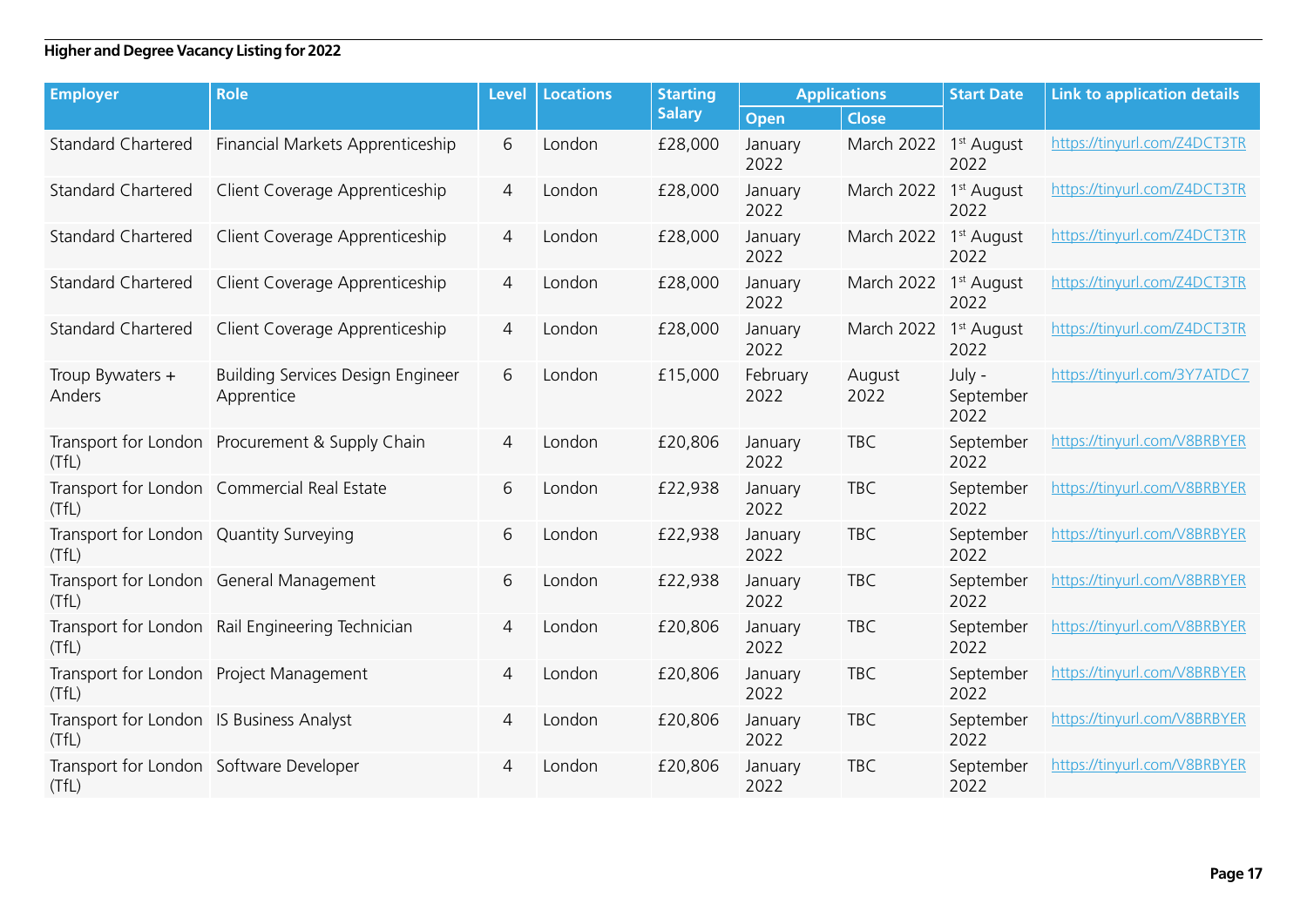**Higher and Degree Vacancy Listing for 2022**

| Employer | Role | Level | Locations | Starting Salary | Applications | | Start Date | Link to application details |
|---|---|---|---|---|---|---|---|---|
| | | | | | Open | Close | | |
| Standard Chartered | Financial Markets Apprenticeship | 6 | London | £28,000 | January 2022 | March 2022 | 1st August 2022 | https://tinyurl.com/Z4DCT3TR |
| Standard Chartered | Client Coverage Apprenticeship | 4 | London | £28,000 | January 2022 | March 2022 | 1st August 2022 | https://tinyurl.com/Z4DCT3TR |
| Standard Chartered | Client Coverage Apprenticeship | 4 | London | £28,000 | January 2022 | March 2022 | 1st August 2022 | https://tinyurl.com/Z4DCT3TR |
| Standard Chartered | Client Coverage Apprenticeship | 4 | London | £28,000 | January 2022 | March 2022 | 1st August 2022 | https://tinyurl.com/Z4DCT3TR |
| Standard Chartered | Client Coverage Apprenticeship | 4 | London | £28,000 | January 2022 | March 2022 | 1st August 2022 | https://tinyurl.com/Z4DCT3TR |
| Troup Bywaters + Anders | Building Services Design Engineer Apprentice | 6 | London | £15,000 | February 2022 | August 2022 | July - September 2022 | https://tinyurl.com/3Y7ATDC7 |
| Transport for London (TfL) | Procurement & Supply Chain | 4 | London | £20,806 | January 2022 | TBC | September 2022 | https://tinyurl.com/V8BRBYER |
| Transport for London (TfL) | Commercial Real Estate | 6 | London | £22,938 | January 2022 | TBC | September 2022 | https://tinyurl.com/V8BRBYER |
| Transport for London (TfL) | Quantity Surveying | 6 | London | £22,938 | January 2022 | TBC | September 2022 | https://tinyurl.com/V8BRBYER |
| Transport for London (TfL) | General Management | 6 | London | £22,938 | January 2022 | TBC | September 2022 | https://tinyurl.com/V8BRBYER |
| Transport for London (TfL) | Rail Engineering Technician | 4 | London | £20,806 | January 2022 | TBC | September 2022 | https://tinyurl.com/V8BRBYER |
| Transport for London (TfL) | Project Management | 4 | London | £20,806 | January 2022 | TBC | September 2022 | https://tinyurl.com/V8BRBYER |
| Transport for London (TfL) | IS Business Analyst | 4 | London | £20,806 | January 2022 | TBC | September 2022 | https://tinyurl.com/V8BRBYER |
| Transport for London (TfL) | Software Developer | 4 | London | £20,806 | January 2022 | TBC | September 2022 | https://tinyurl.com/V8BRBYER |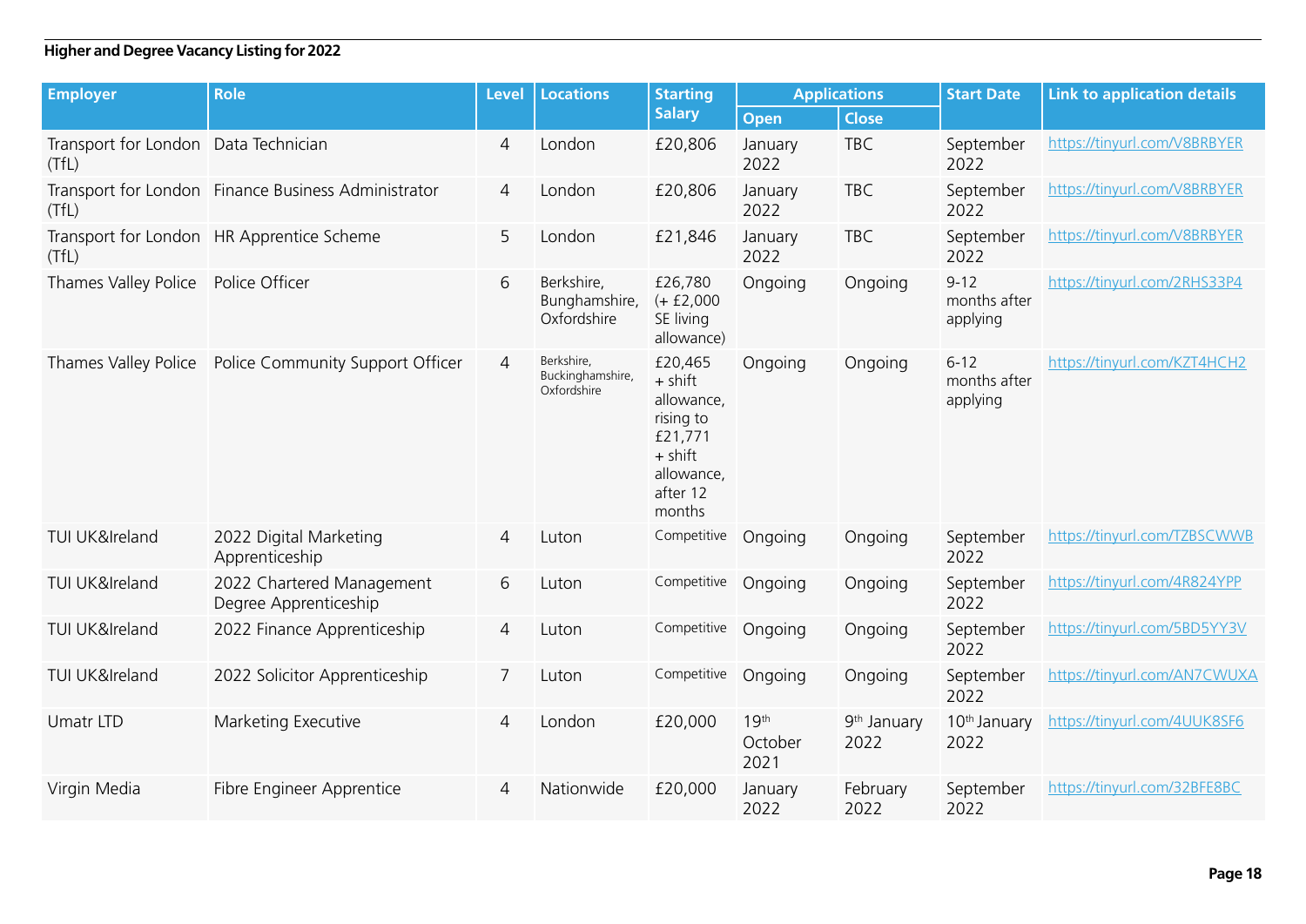**Higher and Degree Vacancy Listing for 2022**

| Employer | Role | Level | Locations | Starting Salary | Applications | | Start Date | Link to application details |
|---|---|---|---|---|---|---|---|---|
| | | | | | Open | Close | | |
| Transport for London (TfL) | Data Technician | 4 | London | £20,806 | January 2022 | TBC | September 2022 | https://tinyurl.com/V8BRBYER |
| Transport for London (TfL) | Finance Business Administrator | 4 | London | £20,806 | January 2022 | TBC | September 2022 | https://tinyurl.com/V8BRBYER |
| Transport for London (TfL) | HR Apprentice Scheme | 5 | London | £21,846 | January 2022 | TBC | September 2022 | https://tinyurl.com/V8BRBYER |
| Thames Valley Police | Police Officer | 6 | Berkshire, Bunghamshire, Oxfordshire | £26,780 (+ £2,000 SE living allowance) | Ongoing | Ongoing | 9-12 months after applying | https://tinyurl.com/2RHS33P4 |
| Thames Valley Police | Police Community Support Officer | 4 | Berkshire, Buckinghamshire, Oxfordshire | £20,465 + shift allowance, rising to £21,771 + shift allowance, after 12 months | Ongoing | Ongoing | 6-12 months after applying | https://tinyurl.com/KZT4HCH2 |
| TUI UK&Ireland | 2022 Digital Marketing Apprenticeship | 4 | Luton | Competitive | Ongoing | Ongoing | September 2022 | https://tinyurl.com/TZBSCWWB |
| TUI UK&Ireland | 2022 Chartered Management Degree Apprenticeship | 6 | Luton | Competitive | Ongoing | Ongoing | September 2022 | https://tinyurl.com/4R824YPP |
| TUI UK&Ireland | 2022 Finance Apprenticeship | 4 | Luton | Competitive | Ongoing | Ongoing | September 2022 | https://tinyurl.com/5BD5YY3V |
| TUI UK&Ireland | 2022 Solicitor Apprenticeship | 7 | Luton | Competitive | Ongoing | Ongoing | September 2022 | https://tinyurl.com/AN7CWUXA |
| Umatr LTD | Marketing Executive | 4 | London | £20,000 | 19th October 2021 | 9th January 2022 | 10th January 2022 | https://tinyurl.com/4UUK8SF6 |
| Virgin Media | Fibre Engineer Apprentice | 4 | Nationwide | £20,000 | January 2022 | February 2022 | September 2022 | https://tinyurl.com/32BFE8BC |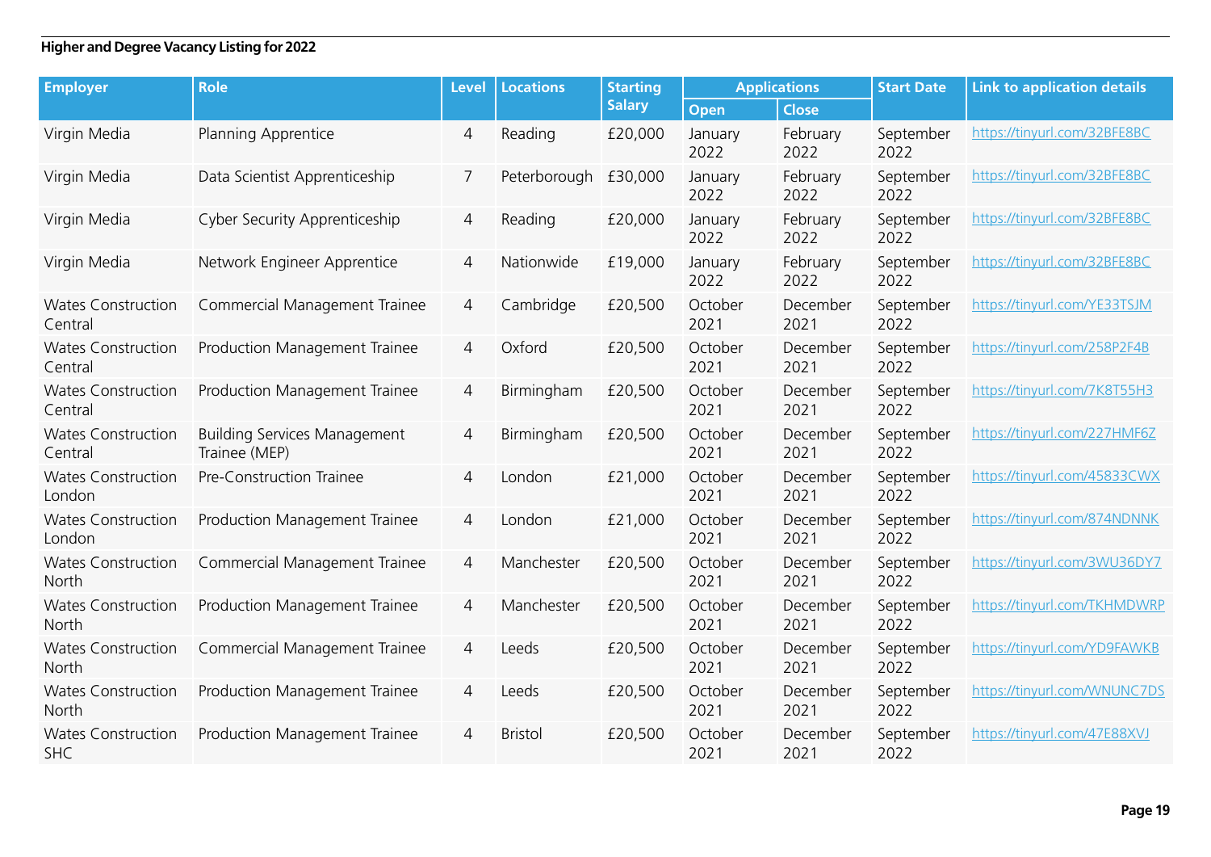## Higher and Degree Vacancy Listing for 2022

| Employer | Role | Level | Locations | Starting Salary | Applications | | Start Date | Link to application details |
|---|---|---|---|---|---|---|---|---|
| | | | | | Open | Close | | |
| Virgin Media | Planning Apprentice | 4 | Reading | £20,000 | January 2022 | February 2022 | September 2022 | https://tinyurl.com/32BFE8BC |
| Virgin Media | Data Scientist Apprenticeship | 7 | Peterborough | £30,000 | January 2022 | February 2022 | September 2022 | https://tinyurl.com/32BFE8BC |
| Virgin Media | Cyber Security Apprenticeship | 4 | Reading | £20,000 | January 2022 | February 2022 | September 2022 | https://tinyurl.com/32BFE8BC |
| Virgin Media | Network Engineer Apprentice | 4 | Nationwide | £19,000 | January 2022 | February 2022 | September 2022 | https://tinyurl.com/32BFE8BC |
| Wates Construction Central | Commercial Management Trainee | 4 | Cambridge | £20,500 | October 2021 | December 2021 | September 2022 | https://tinyurl.com/YE33TSJM |
| Wates Construction Central | Production Management Trainee | 4 | Oxford | £20,500 | October 2021 | December 2021 | September 2022 | https://tinyurl.com/258P2F4B |
| Wates Construction Central | Production Management Trainee | 4 | Birmingham | £20,500 | October 2021 | December 2021 | September 2022 | https://tinyurl.com/7K8T55H3 |
| Wates Construction Central | Building Services Management Trainee (MEP) | 4 | Birmingham | £20,500 | October 2021 | December 2021 | September 2022 | https://tinyurl.com/227HMF6Z |
| Wates Construction London | Pre-Construction Trainee | 4 | London | £21,000 | October 2021 | December 2021 | September 2022 | https://tinyurl.com/45833CWX |
| Wates Construction London | Production Management Trainee | 4 | London | £21,000 | October 2021 | December 2021 | September 2022 | https://tinyurl.com/874NDNNK |
| Wates Construction North | Commercial Management Trainee | 4 | Manchester | £20,500 | October 2021 | December 2021 | September 2022 | https://tinyurl.com/3WU36DY7 |
| Wates Construction North | Production Management Trainee | 4 | Manchester | £20,500 | October 2021 | December 2021 | September 2022 | https://tinyurl.com/TKHMDWRP |
| Wates Construction North | Commercial Management Trainee | 4 | Leeds | £20,500 | October 2021 | December 2021 | September 2022 | https://tinyurl.com/YD9FAWKB |
| Wates Construction North | Production Management Trainee | 4 | Leeds | £20,500 | October 2021 | December 2021 | September 2022 | https://tinyurl.com/WNUNC7DS |
| Wates Construction SHC | Production Management Trainee | 4 | Bristol | £20,500 | October 2021 | December 2021 | September 2022 | https://tinyurl.com/47E88XVJ |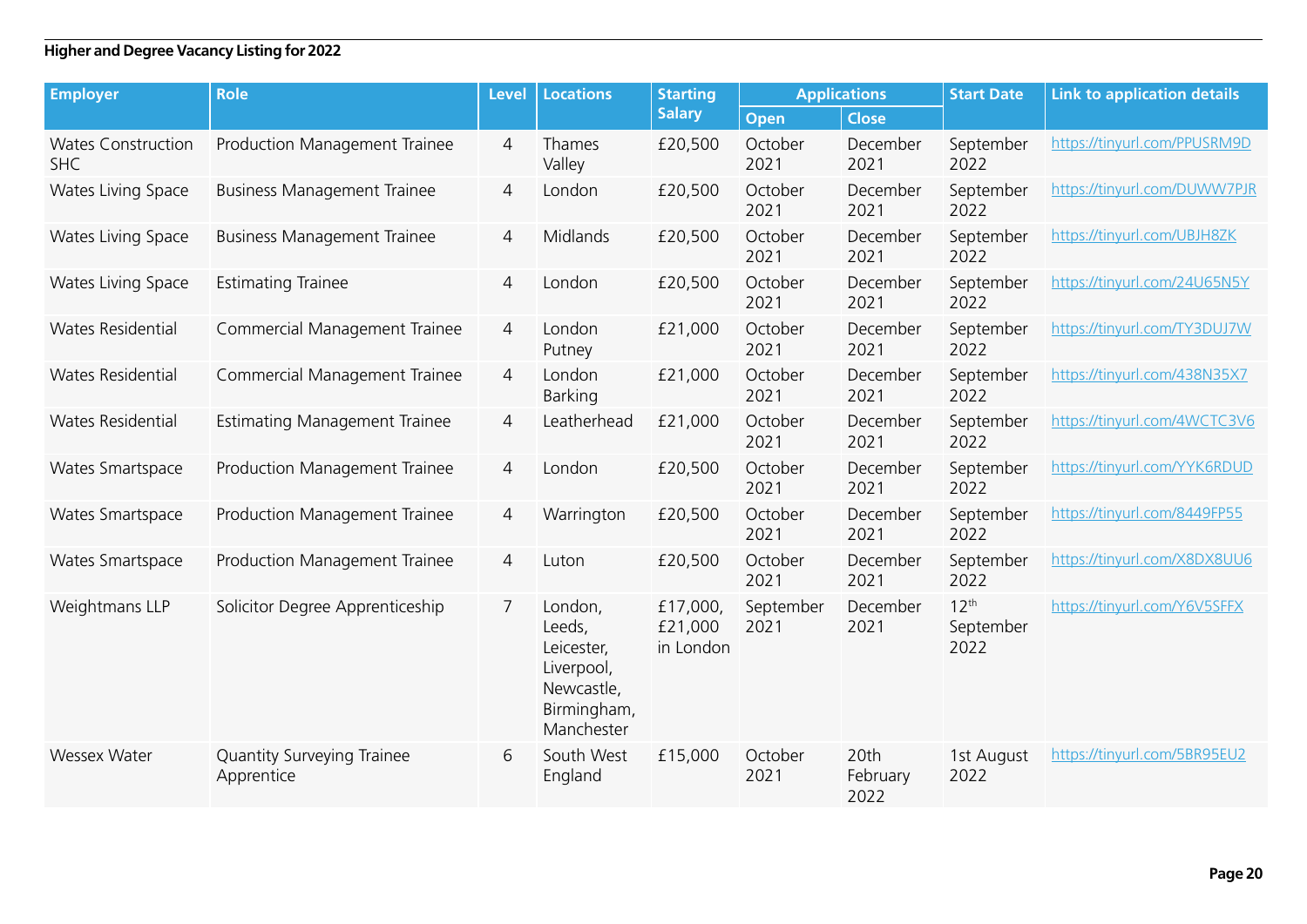**Higher and Degree Vacancy Listing for 2022**

| Employer | Role | Level | Locations | Starting Salary | Applications | | Start Date | Link to application details |
|---|---|---|---|---|---|---|---|---|
| | | | | | Open | Close | | |
| Wates Construction SHC | Production Management Trainee | 4 | Thames Valley | £20,500 | October 2021 | December 2021 | September 2022 | https://tinyurl.com/PPUSRM9D |
| Wates Living Space | Business Management Trainee | 4 | London | £20,500 | October 2021 | December 2021 | September 2022 | https://tinyurl.com/DUWW7PJR |
| Wates Living Space | Business Management Trainee | 4 | Midlands | £20,500 | October 2021 | December 2021 | September 2022 | https://tinyurl.com/UBJH8ZK |
| Wates Living Space | Estimating Trainee | 4 | London | £20,500 | October 2021 | December 2021 | September 2022 | https://tinyurl.com/24U65N5Y |
| Wates Residential | Commercial Management Trainee | 4 | London Putney | £21,000 | October 2021 | December 2021 | September 2022 | https://tinyurl.com/TY3DUJ7W |
| Wates Residential | Commercial Management Trainee | 4 | London Barking | £21,000 | October 2021 | December 2021 | September 2022 | https://tinyurl.com/438N35X7 |
| Wates Residential | Estimating Management Trainee | 4 | Leatherhead | £21,000 | October 2021 | December 2021 | September 2022 | https://tinyurl.com/4WCTC3V6 |
| Wates Smartspace | Production Management Trainee | 4 | London | £20,500 | October 2021 | December 2021 | September 2022 | https://tinyurl.com/YYK6RDUD |
| Wates Smartspace | Production Management Trainee | 4 | Warrington | £20,500 | October 2021 | December 2021 | September 2022 | https://tinyurl.com/8449FP55 |
| Wates Smartspace | Production Management Trainee | 4 | Luton | £20,500 | October 2021 | December 2021 | September 2022 | https://tinyurl.com/X8DX8UU6 |
| Weightmans LLP | Solicitor Degree Apprenticeship | 7 | London, Leeds, Leicester, Liverpool, Newcastle, Birmingham, Manchester | £17,000, £21,000 in London | September 2021 | December 2021 | 12th September 2022 | https://tinyurl.com/Y6V5SFFX |
| Wessex Water | Quantity Surveying Trainee Apprentice | 6 | South West England | £15,000 | October 2021 | 20th February 2022 | 1st August 2022 | https://tinyurl.com/5BR95EU2 |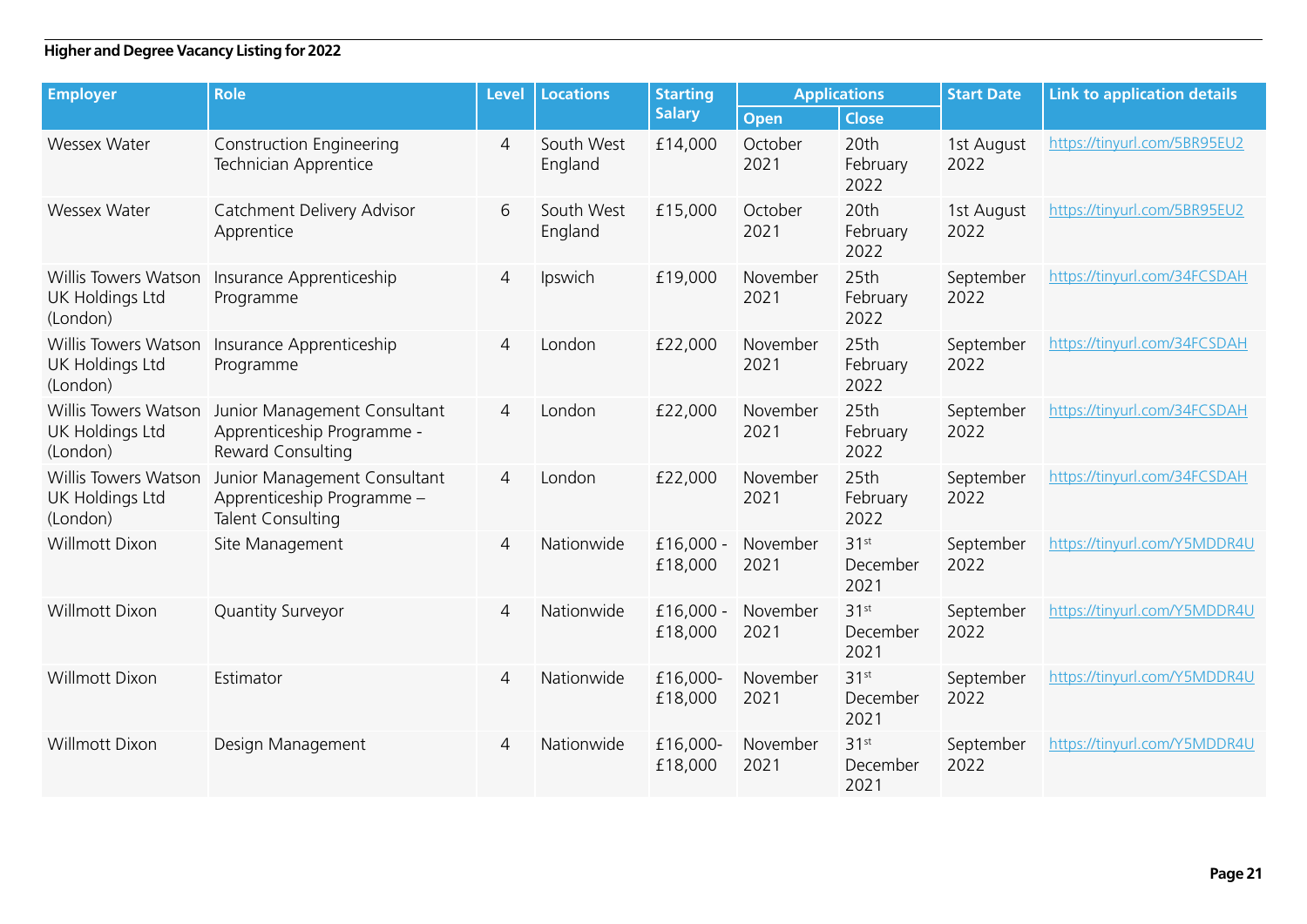**Higher and Degree Vacancy Listing for 2022**

| Employer | Role | Level | Locations | Starting Salary | Applications | | Start Date | Link to application details |
|---|---|---|---|---|---|---|---|---|
| | | | | | Open | Close | | |
| Wessex Water | Construction Engineering Technician Apprentice | 4 | South West England | £14,000 | October 2021 | 20th February 2022 | 1st August 2022 | https://tinyurl.com/5BR95EU2 |
| Wessex Water | Catchment Delivery Advisor Apprentice | 6 | South West England | £15,000 | October 2021 | 20th February 2022 | 1st August 2022 | https://tinyurl.com/5BR95EU2 |
| Willis Towers Watson UK Holdings Ltd (London) | Insurance Apprenticeship Programme | 4 | Ipswich | £19,000 | November 2021 | 25th February 2022 | September 2022 | https://tinyurl.com/34FCSDAH |
| Willis Towers Watson UK Holdings Ltd (London) | Insurance Apprenticeship Programme | 4 | London | £22,000 | November 2021 | 25th February 2022 | September 2022 | https://tinyurl.com/34FCSDAH |
| Willis Towers Watson UK Holdings Ltd (London) | Junior Management Consultant Apprenticeship Programme - Reward Consulting | 4 | London | £22,000 | November 2021 | 25th February 2022 | September 2022 | https://tinyurl.com/34FCSDAH |
| Willis Towers Watson UK Holdings Ltd (London) | Junior Management Consultant Apprenticeship Programme – Talent Consulting | 4 | London | £22,000 | November 2021 | 25th February 2022 | September 2022 | https://tinyurl.com/34FCSDAH |
| Willmott Dixon | Site Management | 4 | Nationwide | £16,000 - £18,000 | November 2021 | 31st December 2021 | September 2022 | https://tinyurl.com/Y5MDDR4U |
| Willmott Dixon | Quantity Surveyor | 4 | Nationwide | £16,000 - £18,000 | November 2021 | 31st December 2021 | September 2022 | https://tinyurl.com/Y5MDDR4U |
| Willmott Dixon | Estimator | 4 | Nationwide | £16,000- £18,000 | November 2021 | 31st December 2021 | September 2022 | https://tinyurl.com/Y5MDDR4U |
| Willmott Dixon | Design Management | 4 | Nationwide | £16,000- £18,000 | November 2021 | 31st December 2021 | September 2022 | https://tinyurl.com/Y5MDDR4U |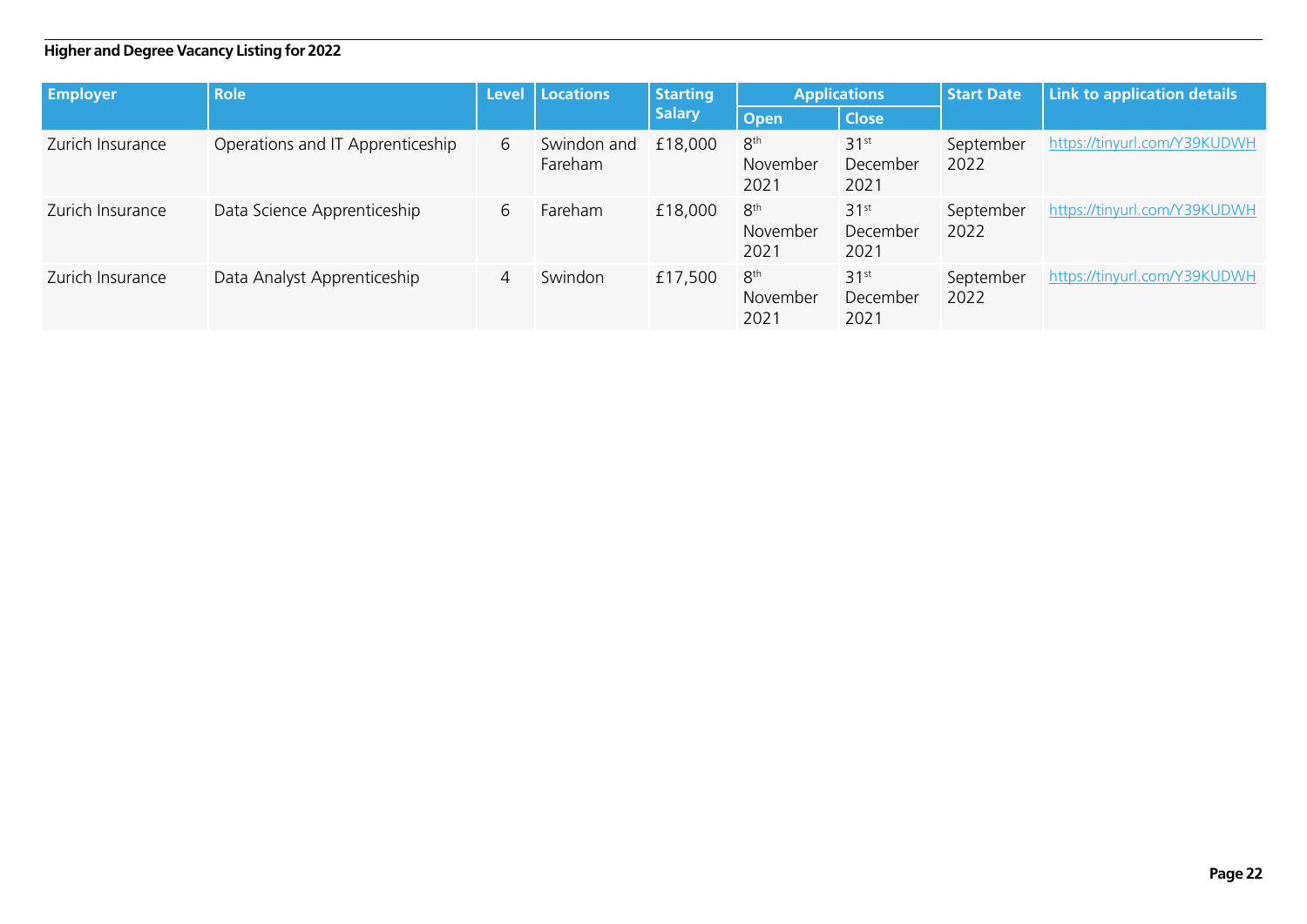**Higher and Degree Vacancy Listing for 2022**

| Employer | Role | Level | Locations | Starting Salary | Applications | | Start Date | Link to application details |
|---|---|---|---|---|---|---|---|---|
| | | | | | Open | Close | | |
| Zurich Insurance | Operations and IT Apprenticeship | 6 | Swindon and Fareham | £18,000 | 8th November 2021 | 31st December 2021 | September 2022 | https://tinyurl.com/Y39KUDWH |
| Zurich Insurance | Data Science Apprenticeship | 6 | Fareham | £18,000 | 8th November 2021 | 31st December 2021 | September 2022 | https://tinyurl.com/Y39KUDWH |
| Zurich Insurance | Data Analyst Apprenticeship | 4 | Swindon | £17,500 | 8th November 2021 | 31st December 2021 | September 2022 | https://tinyurl.com/Y39KUDWH |